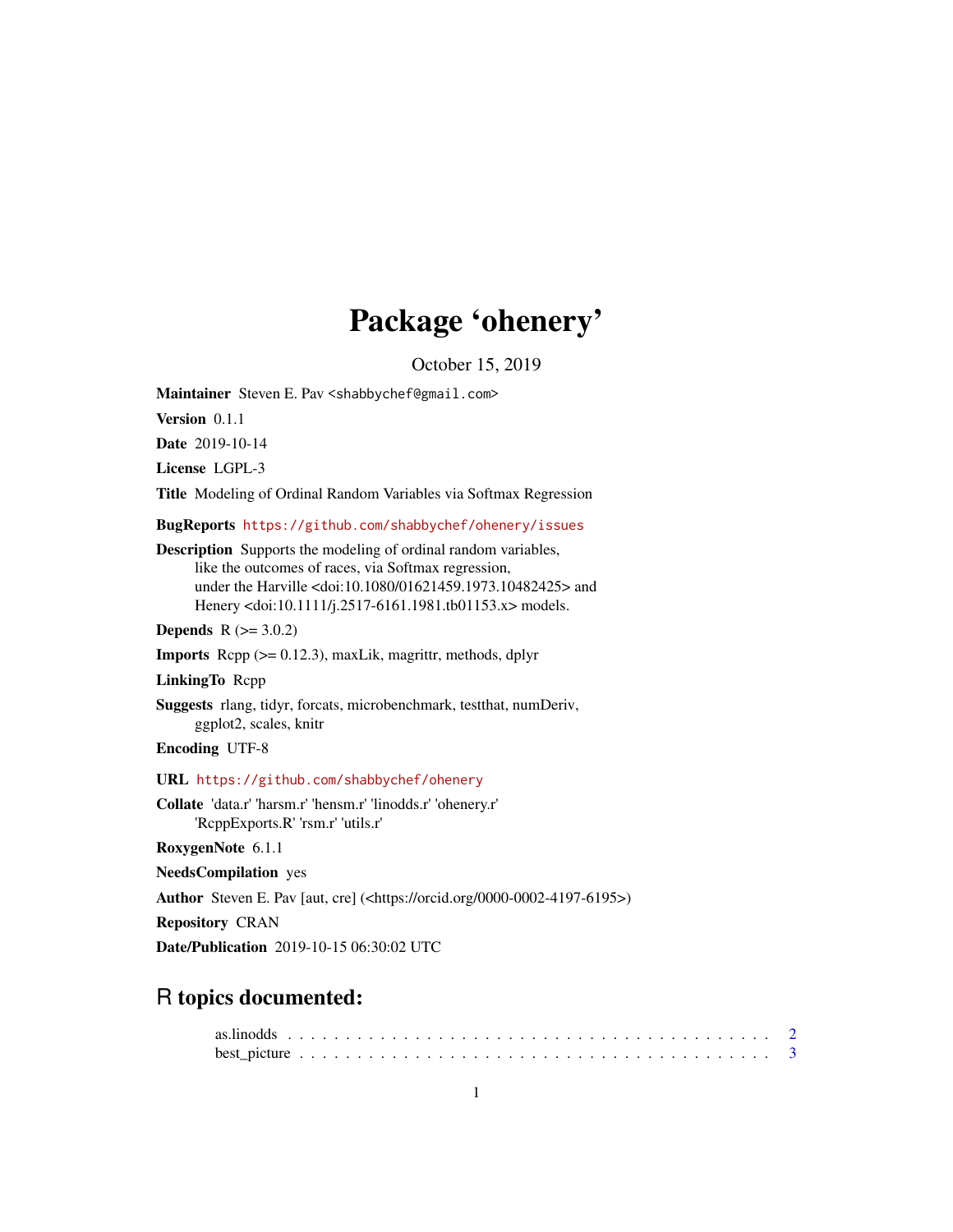# Package 'ohenery'

October 15, 2019

**Maintainer** Steven E. Pav <shabbychef@gmail.com>

**Version** 0.1.1

**Date** 2019-10-14

**License** LGPL-3

**Title** Modeling of Ordinal Random Variables via Softmax Regression

**BugReports** https://github.com/shabbychef/ohenery/issues

**Description** Supports the modeling of ordinal random variables, like the outcomes of races, via Softmax regression, under the Harville <doi:10.1080/01621459.1973.10482425> and Henery <doi:10.1111/j.2517-6161.1981.tb01153.x> models.

**Depends** R (>= 3.0.2)

**Imports** Rcpp (>= 0.12.3), maxLik, magrittr, methods, dplyr

**LinkingTo** Rcpp

**Suggests** rlang, tidyr, forcats, microbenchmark, testthat, numDeriv, ggplot2, scales, knitr

**Encoding** UTF-8

**URL** https://github.com/shabbychef/ohenery

**Collate** 'data.r' 'harsm.r' 'hensm.r' 'linodds.r' 'ohenery.r' 'RcppExports.R' 'rsm.r' 'utils.r'

**RoxygenNote** 6.1.1

**NeedsCompilation** yes

**Author** Steven E. Pav [aut, cre] (<https://orcid.org/0000-0002-4197-6195>)

**Repository** CRAN

**Date/Publication** 2019-10-15 06:30:02 UTC

## R topics documented:

as.linodds . . . . . . . . . . . . . . . . . . . . . . . . . . . . . . . . . . . . . . . . . 2
best_picture . . . . . . . . . . . . . . . . . . . . . . . . . . . . . . . . . . . . . . . . 3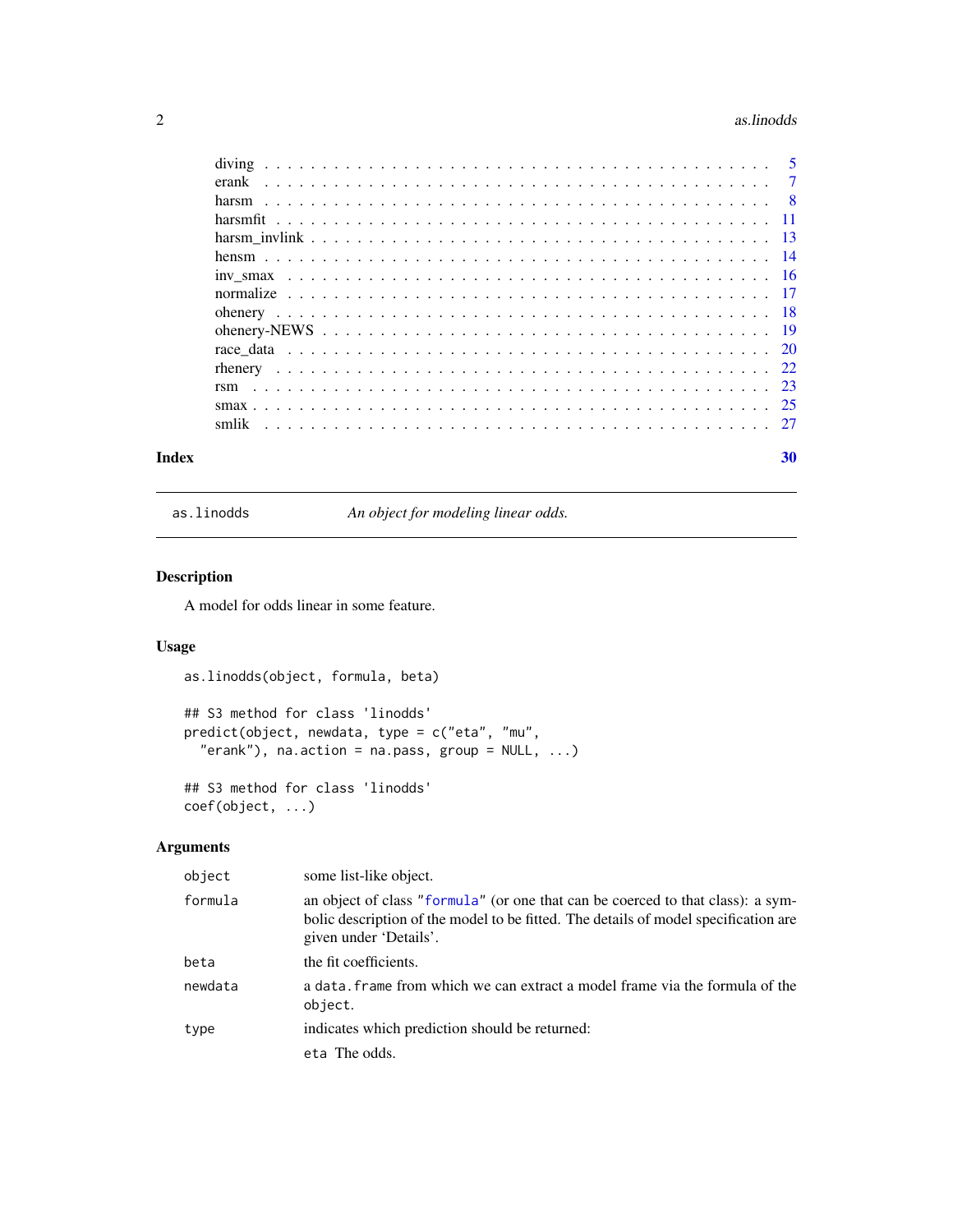| | |
|---|---|
| diving | 5 |
| erank | 7 |
| harsm | 8 |
| harsmfit | 11 |
| harsm_invlink | 13 |
| hensm | 14 |
| inv_smax | 16 |
| normalize | 17 |
| ohenery | 18 |
| ohenery-NEWS | 19 |
| race_data | 20 |
| rhenery | 22 |
| rsm | 23 |
| smax | 25 |
| smlik | 27 |

**Index** **30**

---

`as.linodds` *An object for modeling linear odds.*

---

## Description

A model for odds linear in some feature.

## Usage

```
as.linodds(object, formula, beta)

## S3 method for class 'linodds'
predict(object, newdata, type = c("eta", "mu",
  "erank"), na.action = na.pass, group = NULL, ...)

## S3 method for class 'linodds'
coef(object, ...)
```

## Arguments

| | |
|---|---|
| `object` | some list-like object. |
| `formula` | an object of class "`formula`" (or one that can be coerced to that class): a symbolic description of the model to be fitted. The details of model specification are given under 'Details'. |
| `beta` | the fit coefficients. |
| `newdata` | a `data.frame` from which we can extract a model frame via the formula of the `object`. |
| `type` | indicates which prediction should be returned:<br>`eta` The odds. |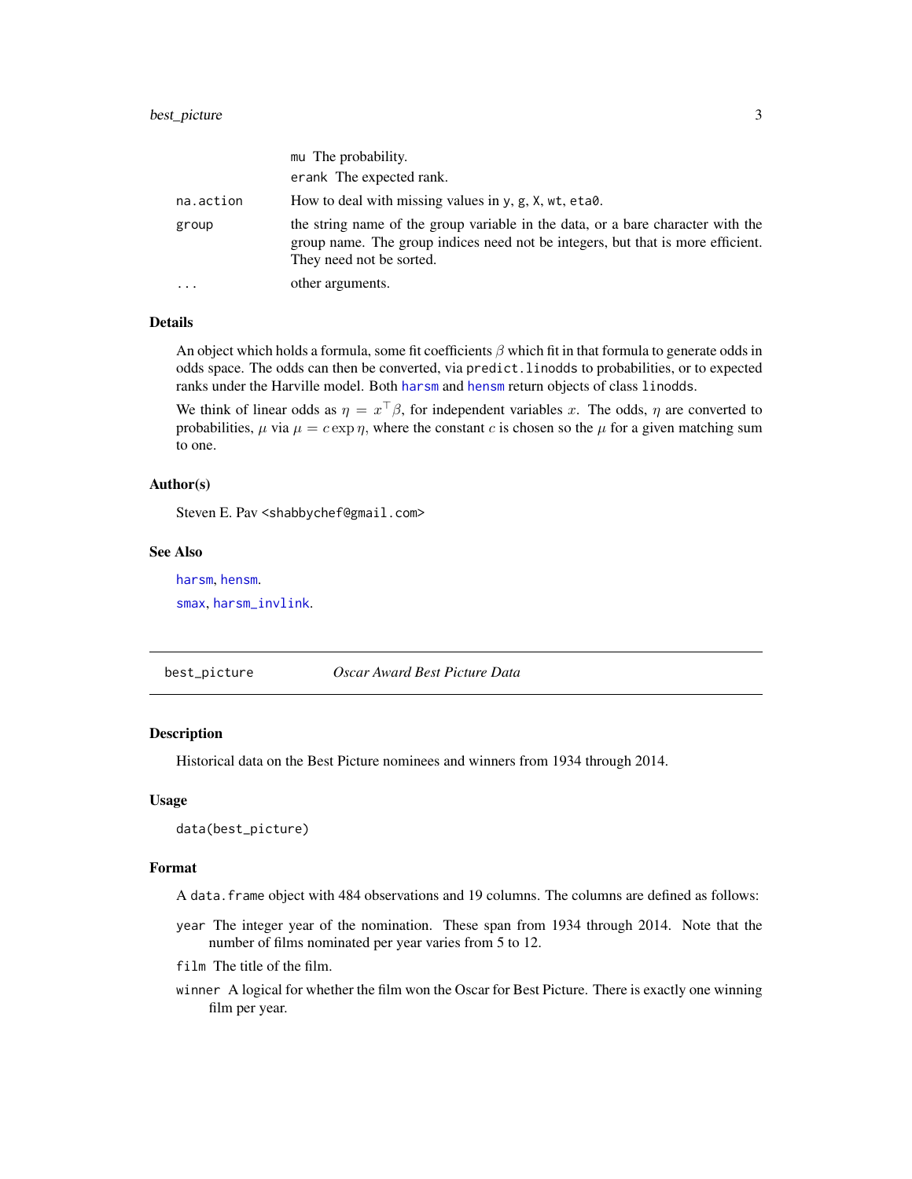|  |  |
|---|---|
|  | `mu` The probability. |
|  | `erank` The expected rank. |
| `na.action` | How to deal with missing values in `y`, `g`, `X`, `wt`, `eta0`. |
| `group` | the string name of the group variable in the data, or a bare character with the group name. The group indices need not be integers, but that is more efficient. They need not be sorted. |
| `...` | other arguments. |

## Details

An object which holds a formula, some fit coefficients $\beta$ which fit in that formula to generate odds in odds space. The odds can then be converted, via `predict.linodds` to probabilities, or to expected ranks under the Harville model. Both `harsm` and `hensm` return objects of class `linodds`.

We think of linear odds as $\eta = x^{\top}\beta$, for independent variables $x$. The odds, $\eta$ are converted to probabilities, $\mu$ via $\mu = c \exp \eta$, where the constant $c$ is chosen so the $\mu$ for a given matching sum to one.

## Author(s)

Steven E. Pav <shabbychef@gmail.com>

## See Also

`harsm`, `hensm`.

`smax`, `harsm_invlink`.

---

# best_picture — *Oscar Award Best Picture Data*

## Description

Historical data on the Best Picture nominees and winners from 1934 through 2014.

## Usage

```
data(best_picture)
```

## Format

A `data.frame` object with 484 observations and 19 columns. The columns are defined as follows:

`year` The integer year of the nomination. These span from 1934 through 2014. Note that the number of films nominated per year varies from 5 to 12.

`film` The title of the film.

`winner` A logical for whether the film won the Oscar for Best Picture. There is exactly one winning film per year.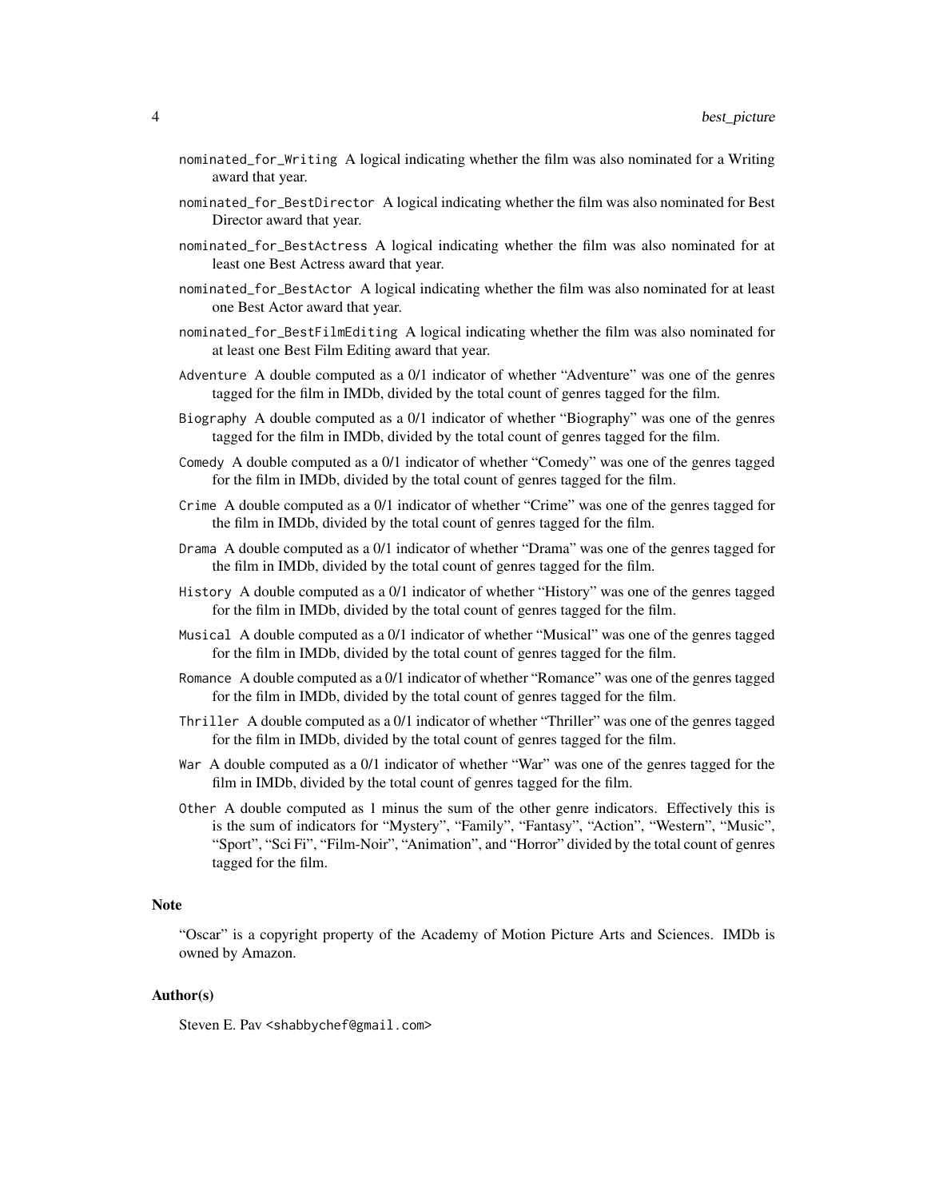`nominated_for_Writing` A logical indicating whether the film was also nominated for a Writing award that year.

`nominated_for_BestDirector` A logical indicating whether the film was also nominated for Best Director award that year.

`nominated_for_BestActress` A logical indicating whether the film was also nominated for at least one Best Actress award that year.

`nominated_for_BestActor` A logical indicating whether the film was also nominated for at least one Best Actor award that year.

`nominated_for_BestFilmEditing` A logical indicating whether the film was also nominated for at least one Best Film Editing award that year.

`Adventure` A double computed as a 0/1 indicator of whether "Adventure" was one of the genres tagged for the film in IMDb, divided by the total count of genres tagged for the film.

`Biography` A double computed as a 0/1 indicator of whether "Biography" was one of the genres tagged for the film in IMDb, divided by the total count of genres tagged for the film.

`Comedy` A double computed as a 0/1 indicator of whether "Comedy" was one of the genres tagged for the film in IMDb, divided by the total count of genres tagged for the film.

`Crime` A double computed as a 0/1 indicator of whether "Crime" was one of the genres tagged for the film in IMDb, divided by the total count of genres tagged for the film.

`Drama` A double computed as a 0/1 indicator of whether "Drama" was one of the genres tagged for the film in IMDb, divided by the total count of genres tagged for the film.

`History` A double computed as a 0/1 indicator of whether "History" was one of the genres tagged for the film in IMDb, divided by the total count of genres tagged for the film.

`Musical` A double computed as a 0/1 indicator of whether "Musical" was one of the genres tagged for the film in IMDb, divided by the total count of genres tagged for the film.

`Romance` A double computed as a 0/1 indicator of whether "Romance" was one of the genres tagged for the film in IMDb, divided by the total count of genres tagged for the film.

`Thriller` A double computed as a 0/1 indicator of whether "Thriller" was one of the genres tagged for the film in IMDb, divided by the total count of genres tagged for the film.

`War` A double computed as a 0/1 indicator of whether "War" was one of the genres tagged for the film in IMDb, divided by the total count of genres tagged for the film.

`Other` A double computed as 1 minus the sum of the other genre indicators. Effectively this is is the sum of indicators for "Mystery", "Family", "Fantasy", "Action", "Western", "Music", "Sport", "Sci Fi", "Film-Noir", "Animation", and "Horror" divided by the total count of genres tagged for the film.

## Note

"Oscar" is a copyright property of the Academy of Motion Picture Arts and Sciences. IMDb is owned by Amazon.

## Author(s)

Steven E. Pav <shabbychef@gmail.com>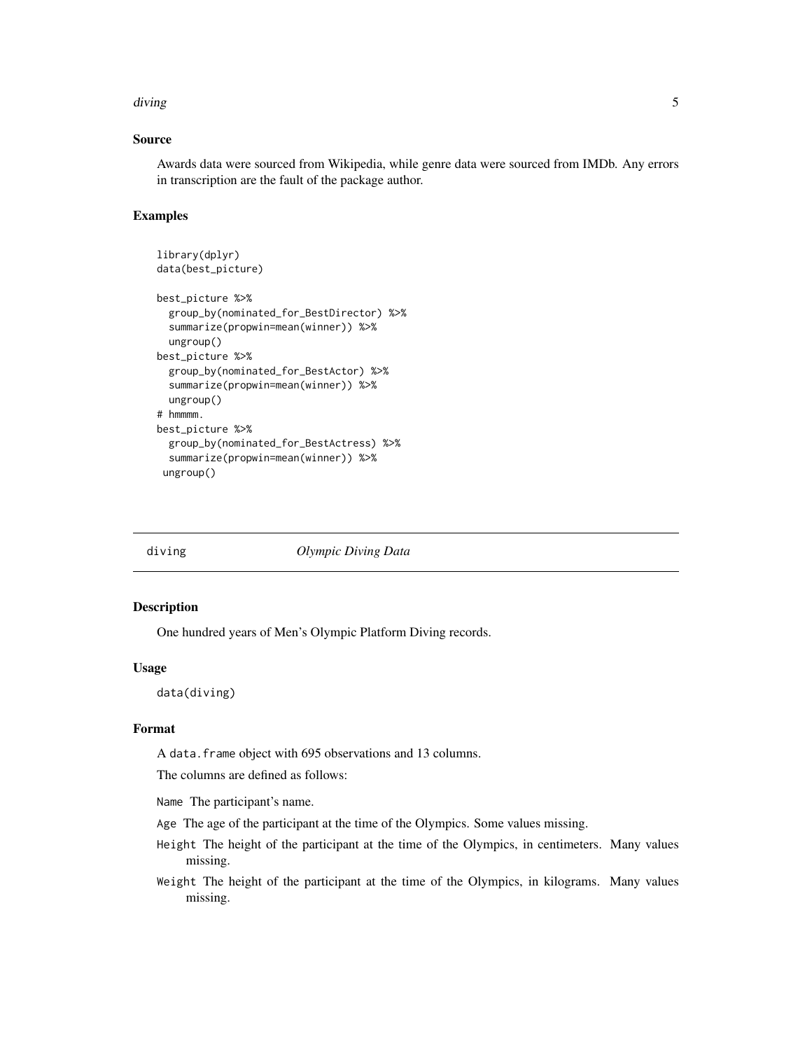### Source

Awards data were sourced from Wikipedia, while genre data were sourced from IMDb. Any errors in transcription are the fault of the package author.

### Examples

```
library(dplyr)
data(best_picture)

best_picture %>%
  group_by(nominated_for_BestDirector) %>%
  summarize(propwin=mean(winner)) %>%
  ungroup()
best_picture %>%
  group_by(nominated_for_BestActor) %>%
  summarize(propwin=mean(winner)) %>%
  ungroup()
# hmmmm.
best_picture %>%
  group_by(nominated_for_BestActress) %>%
  summarize(propwin=mean(winner)) %>%
 ungroup()
```

---

## diving *Olympic Diving Data*

### Description

One hundred years of Men's Olympic Platform Diving records.

### Usage

```
data(diving)
```

### Format

A `data.frame` object with 695 observations and 13 columns.

The columns are defined as follows:

- `Name` The participant's name.
- `Age` The age of the participant at the time of the Olympics. Some values missing.
- `Height` The height of the participant at the time of the Olympics, in centimeters. Many values missing.
- `Weight` The height of the participant at the time of the Olympics, in kilograms. Many values missing.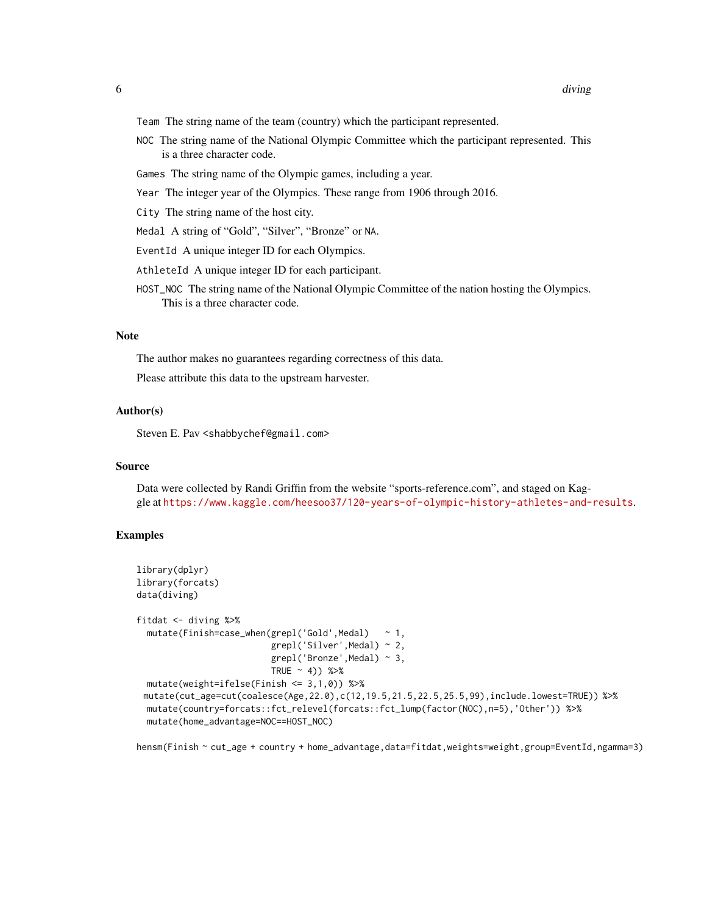`Team` The string name of the team (country) which the participant represented.

`NOC` The string name of the National Olympic Committee which the participant represented. This is a three character code.

`Games` The string name of the Olympic games, including a year.

`Year` The integer year of the Olympics. These range from 1906 through 2016.

`City` The string name of the host city.

`Medal` A string of "Gold", "Silver", "Bronze" or `NA`.

`EventId` A unique integer ID for each Olympics.

`AthleteId` A unique integer ID for each participant.

`HOST_NOC` The string name of the National Olympic Committee of the nation hosting the Olympics. This is a three character code.

## Note

The author makes no guarantees regarding correctness of this data.

Please attribute this data to the upstream harvester.

## Author(s)

Steven E. Pav <shabbychef@gmail.com>

## Source

Data were collected by Randi Griffin from the website "sports-reference.com", and staged on Kaggle at https://www.kaggle.com/heesoo37/120-years-of-olympic-history-athletes-and-results.

## Examples

```
library(dplyr)
library(forcats)
data(diving)

fitdat <- diving %>%
  mutate(Finish=case_when(grepl('Gold',Medal)   ~ 1,
                          grepl('Silver',Medal) ~ 2,
                          grepl('Bronze',Medal) ~ 3,
                          TRUE ~ 4)) %>%
  mutate(weight=ifelse(Finish <= 3,1,0)) %>%
 mutate(cut_age=cut(coalesce(Age,22.0),c(12,19.5,21.5,22.5,25.5,99),include.lowest=TRUE)) %>%
  mutate(country=forcats::fct_relevel(forcats::fct_lump(factor(NOC),n=5),'Other')) %>%
  mutate(home_advantage=NOC==HOST_NOC)

hensm(Finish ~ cut_age + country + home_advantage,data=fitdat,weights=weight,group=EventId,ngamma=3)
```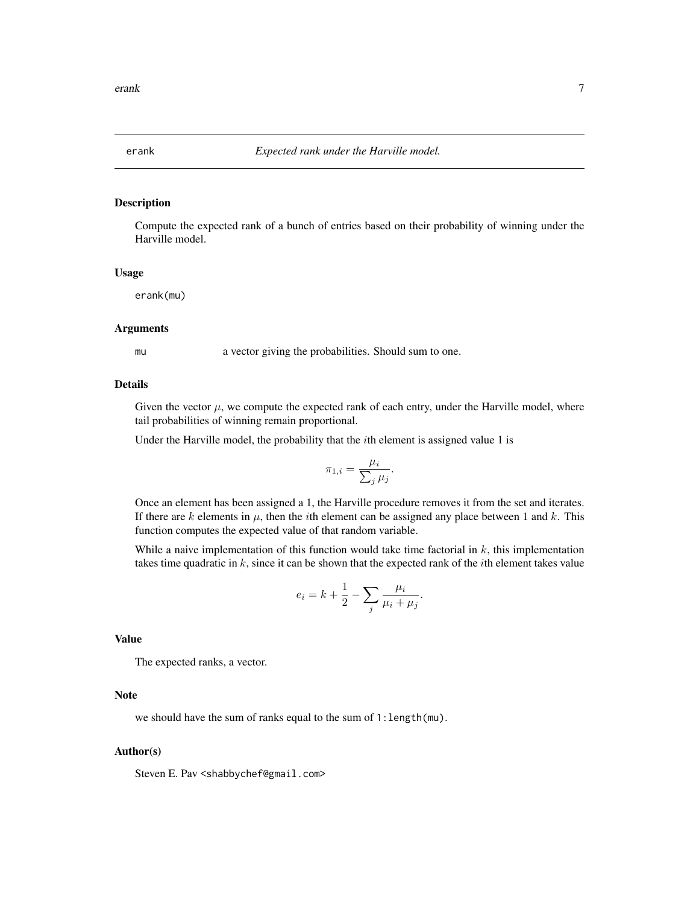# erank — *Expected rank under the Harville model.*

## Description

Compute the expected rank of a bunch of entries based on their probability of winning under the Harville model.

## Usage

```
erank(mu)
```

## Arguments

| | |
|---|---|
| mu | a vector giving the probabilities. Should sum to one. |

## Details

Given the vector $\mu$, we compute the expected rank of each entry, under the Harville model, where tail probabilities of winning remain proportional.

Under the Harville model, the probability that the $i$th element is assigned value 1 is

$$\pi_{1,i} = \frac{\mu_i}{\sum_j \mu_j}.$$

Once an element has been assigned a 1, the Harville procedure removes it from the set and iterates. If there are $k$ elements in $\mu$, then the $i$th element can be assigned any place between 1 and $k$. This function computes the expected value of that random variable.

While a naive implementation of this function would take time factorial in $k$, this implementation takes time quadratic in $k$, since it can be shown that the expected rank of the $i$th element takes value

$$e_i = k + \frac{1}{2} - \sum_j \frac{\mu_i}{\mu_i + \mu_j}.$$

## Value

The expected ranks, a vector.

## Note

we should have the sum of ranks equal to the sum of `1:length(mu)`.

## Author(s)

Steven E. Pav <shabbychef@gmail.com>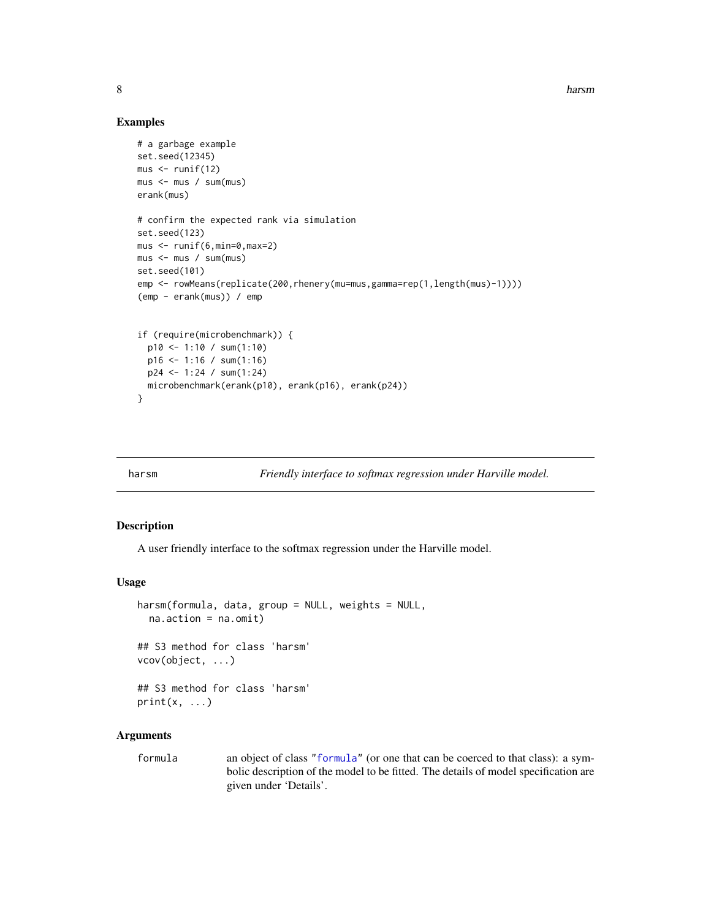## Examples

```
# a garbage example
set.seed(12345)
mus <- runif(12)
mus <- mus / sum(mus)
erank(mus)

# confirm the expected rank via simulation
set.seed(123)
mus <- runif(6,min=0,max=2)
mus <- mus / sum(mus)
set.seed(101)
emp <- rowMeans(replicate(200,rhenery(mu=mus,gamma=rep(1,length(mus)-1))))
(emp - erank(mus)) / emp


if (require(microbenchmark)) {
  p10 <- 1:10 / sum(1:10)
  p16 <- 1:16 / sum(1:16)
  p24 <- 1:24 / sum(1:24)
  microbenchmark(erank(p10), erank(p16), erank(p24))
}
```

---

# harsm — *Friendly interface to softmax regression under Harville model.*

## Description

A user friendly interface to the softmax regression under the Harville model.

## Usage

```
harsm(formula, data, group = NULL, weights = NULL,
  na.action = na.omit)

## S3 method for class 'harsm'
vcov(object, ...)

## S3 method for class 'harsm'
print(x, ...)
```

## Arguments

`formula` an object of class "formula" (or one that can be coerced to that class): a symbolic description of the model to be fitted. The details of model specification are given under 'Details'.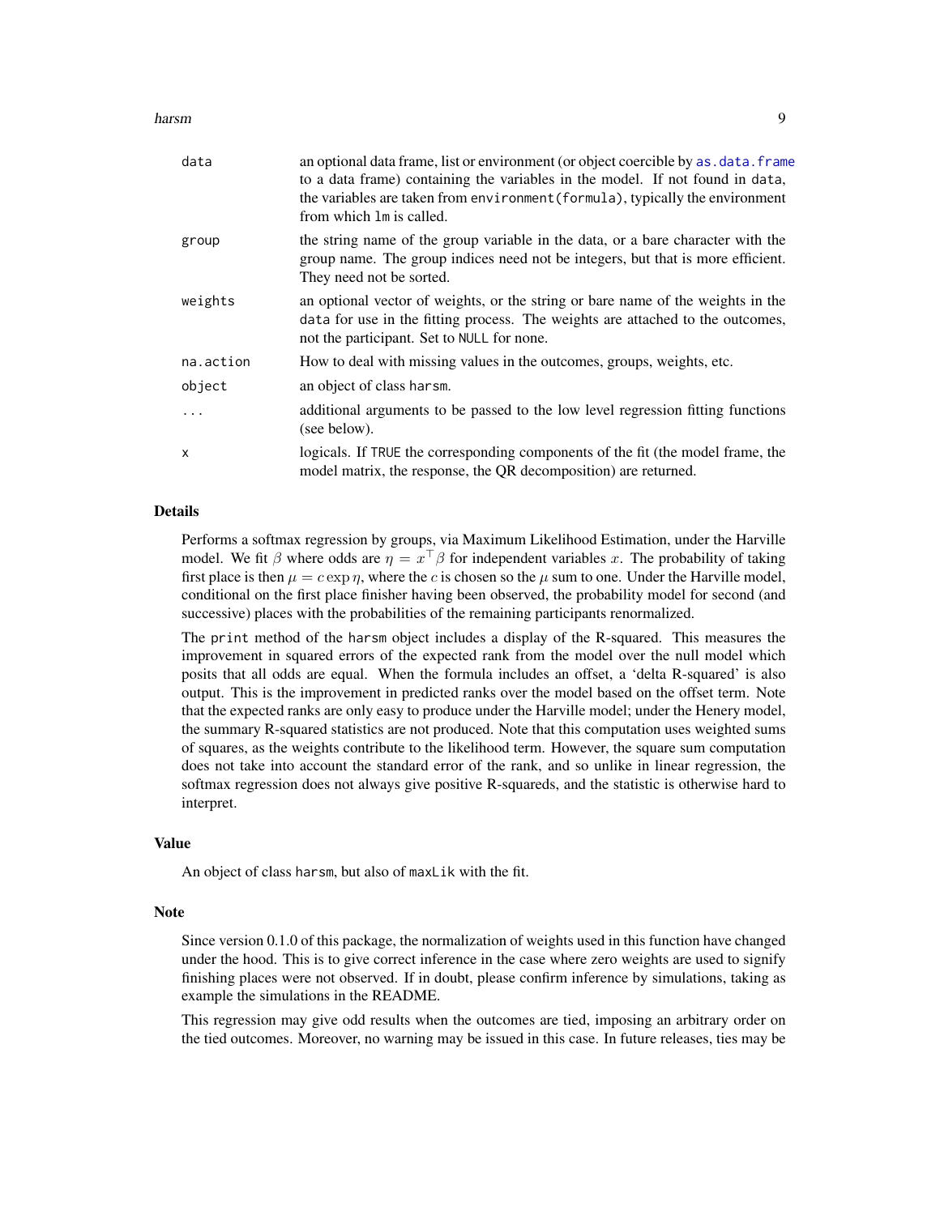| | |
|---|---|
| `data` | an optional data frame, list or environment (or object coercible by `as.data.frame` to a data frame) containing the variables in the model. If not found in `data`, the variables are taken from `environment(formula)`, typically the environment from which `lm` is called. |
| `group` | the string name of the group variable in the data, or a bare character with the group name. The group indices need not be integers, but that is more efficient. They need not be sorted. |
| `weights` | an optional vector of weights, or the string or bare name of the weights in the `data` for use in the fitting process. The weights are attached to the outcomes, not the participant. Set to `NULL` for none. |
| `na.action` | How to deal with missing values in the outcomes, groups, weights, etc. |
| `object` | an object of class `harsm`. |
| `...` | additional arguments to be passed to the low level regression fitting functions (see below). |
| `x` | logicals. If `TRUE` the corresponding components of the fit (the model frame, the model matrix, the response, the QR decomposition) are returned. |

## Details

Performs a softmax regression by groups, via Maximum Likelihood Estimation, under the Harville model. We fit $\beta$ where odds are $\eta = x^{\top}\beta$ for independent variables $x$. The probability of taking first place is then $\mu = c \exp \eta$, where the $c$ is chosen so the $\mu$ sum to one. Under the Harville model, conditional on the first place finisher having been observed, the probability model for second (and successive) places with the probabilities of the remaining participants renormalized.

The `print` method of the `harsm` object includes a display of the R-squared. This measures the improvement in squared errors of the expected rank from the model over the null model which posits that all odds are equal. When the formula includes an offset, a 'delta R-squared' is also output. This is the improvement in predicted ranks over the model based on the offset term. Note that the expected ranks are only easy to produce under the Harville model; under the Henery model, the summary R-squared statistics are not produced. Note that this computation uses weighted sums of squares, as the weights contribute to the likelihood term. However, the square sum computation does not take into account the standard error of the rank, and so unlike in linear regression, the softmax regression does not always give positive R-squareds, and the statistic is otherwise hard to interpret.

## Value

An object of class `harsm`, but also of `maxLik` with the fit.

## Note

Since version 0.1.0 of this package, the normalization of weights used in this function have changed under the hood. This is to give correct inference in the case where zero weights are used to signify finishing places were not observed. If in doubt, please confirm inference by simulations, taking as example the simulations in the README.

This regression may give odd results when the outcomes are tied, imposing an arbitrary order on the tied outcomes. Moreover, no warning may be issued in this case. In future releases, ties may be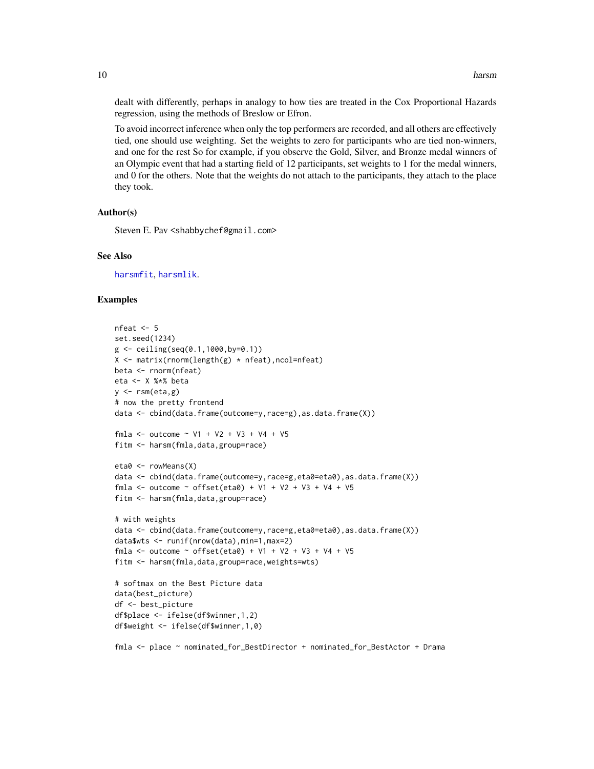dealt with differently, perhaps in analogy to how ties are treated in the Cox Proportional Hazards regression, using the methods of Breslow or Efron.

To avoid incorrect inference when only the top performers are recorded, and all others are effectively tied, one should use weighting. Set the weights to zero for participants who are tied non-winners, and one for the rest So for example, if you observe the Gold, Silver, and Bronze medal winners of an Olympic event that had a starting field of 12 participants, set weights to 1 for the medal winners, and 0 for the others. Note that the weights do not attach to the participants, they attach to the place they took.

## Author(s)

Steven E. Pav <shabbychef@gmail.com>

## See Also

harsmfit, harsmlik.

## Examples

```
nfeat <- 5
set.seed(1234)
g <- ceiling(seq(0.1,1000,by=0.1))
X <- matrix(rnorm(length(g) * nfeat),ncol=nfeat)
beta <- rnorm(nfeat)
eta <- X %*% beta
y <- rsm(eta,g)
# now the pretty frontend
data <- cbind(data.frame(outcome=y,race=g),as.data.frame(X))

fmla <- outcome ~ V1 + V2 + V3 + V4 + V5
fitm <- harsm(fmla,data,group=race)

eta0 <- rowMeans(X)
data <- cbind(data.frame(outcome=y,race=g,eta0=eta0),as.data.frame(X))
fmla <- outcome ~ offset(eta0) + V1 + V2 + V3 + V4 + V5
fitm <- harsm(fmla,data,group=race)

# with weights
data <- cbind(data.frame(outcome=y,race=g,eta0=eta0),as.data.frame(X))
data$wts <- runif(nrow(data),min=1,max=2)
fmla <- outcome ~ offset(eta0) + V1 + V2 + V3 + V4 + V5
fitm <- harsm(fmla,data,group=race,weights=wts)

# softmax on the Best Picture data
data(best_picture)
df <- best_picture
df$place <- ifelse(df$winner,1,2)
df$weight <- ifelse(df$winner,1,0)

fmla <- place ~ nominated_for_BestDirector + nominated_for_BestActor + Drama
```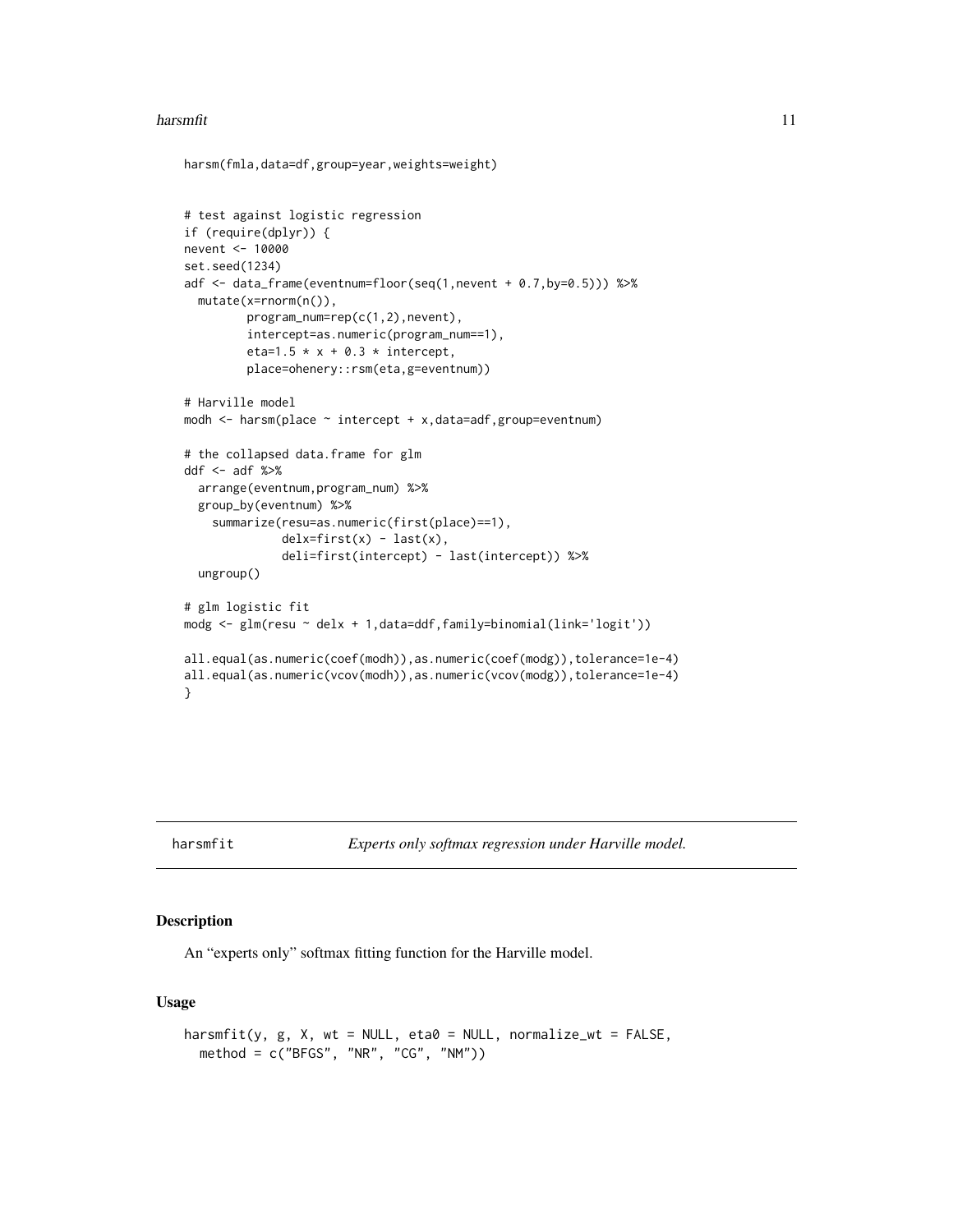```
harsm(fmla,data=df,group=year,weights=weight)


# test against logistic regression
if (require(dplyr)) {
nevent <- 10000
set.seed(1234)
adf <- data_frame(eventnum=floor(seq(1,nevent + 0.7,by=0.5))) %>%
  mutate(x=rnorm(n()),
         program_num=rep(c(1,2),nevent),
         intercept=as.numeric(program_num==1),
         eta=1.5 * x + 0.3 * intercept,
         place=ohenery::rsm(eta,g=eventnum))

# Harville model
modh <- harsm(place ~ intercept + x,data=adf,group=eventnum)

# the collapsed data.frame for glm
ddf <- adf %>%
  arrange(eventnum,program_num) %>%
  group_by(eventnum) %>%
    summarize(resu=as.numeric(first(place)==1),
              delx=first(x) - last(x),
              deli=first(intercept) - last(intercept)) %>%
  ungroup()

# glm logistic fit
modg <- glm(resu ~ delx + 1,data=ddf,family=binomial(link='logit'))

all.equal(as.numeric(coef(modh)),as.numeric(coef(modg)),tolerance=1e-4)
all.equal(as.numeric(vcov(modh)),as.numeric(vcov(modg)),tolerance=1e-4)
}
```

---

harsmfit *Experts only softmax regression under Harville model.*

---

## Description

An "experts only" softmax fitting function for the Harville model.

## Usage

```
harsmfit(y, g, X, wt = NULL, eta0 = NULL, normalize_wt = FALSE,
  method = c("BFGS", "NR", "CG", "NM"))
```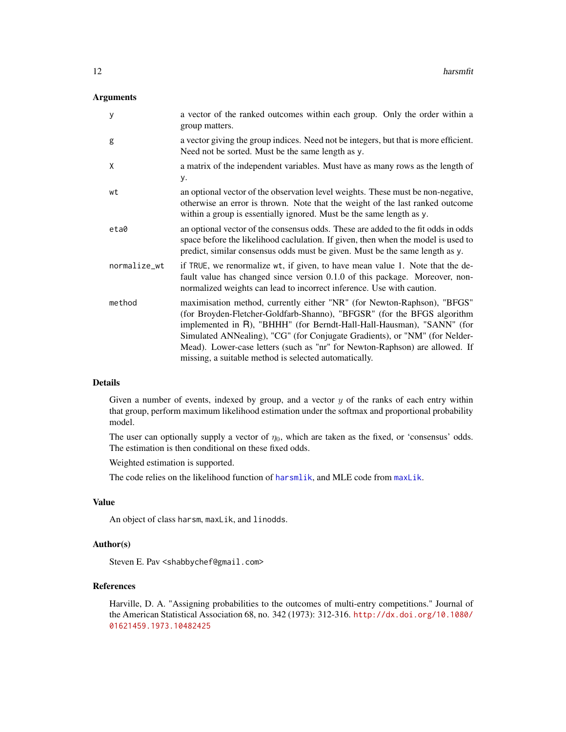### Arguments

| | |
|---|---|
| `y` | a vector of the ranked outcomes within each group. Only the order within a group matters. |
| `g` | a vector giving the group indices. Need not be integers, but that is more efficient. Need not be sorted. Must be the same length as `y`. |
| `X` | a matrix of the independent variables. Must have as many rows as the length of `y`. |
| `wt` | an optional vector of the observation level weights. These must be non-negative, otherwise an error is thrown. Note that the weight of the last ranked outcome within a group is essentially ignored. Must be the same length as `y`. |
| `eta0` | an optional vector of the consensus odds. These are added to the fit odds in odds space before the likelihood caclulation. If given, then when the model is used to predict, similar consensus odds must be given. Must be the same length as `y`. |
| `normalize_wt` | if `TRUE`, we renormalize `wt`, if given, to have mean value 1. Note that the default value has changed since version 0.1.0 of this package. Moreover, non-normalized weights can lead to incorrect inference. Use with caution. |
| `method` | maximisation method, currently either "NR" (for Newton-Raphson), "BFGS" (for Broyden-Fletcher-Goldfarb-Shanno), "BFGSR" (for the BFGS algorithm implemented in R), "BHHH" (for Berndt-Hall-Hall-Hausman), "SANN" (for Simulated ANNealing), "CG" (for Conjugate Gradients), or "NM" (for Nelder-Mead). Lower-case letters (such as "nr" for Newton-Raphson) are allowed. If missing, a suitable method is selected automatically. |

### Details

Given a number of events, indexed by group, and a vector $y$ of the ranks of each entry within that group, perform maximum likelihood estimation under the softmax and proportional probability model.

The user can optionally supply a vector of $\eta_0$, which are taken as the fixed, or 'consensus' odds. The estimation is then conditional on these fixed odds.

Weighted estimation is supported.

The code relies on the likelihood function of `harsmlik`, and MLE code from `maxLik`.

### Value

An object of class `harsm`, `maxLik`, and `linodds`.

### Author(s)

Steven E. Pav <shabbychef@gmail.com>

### References

Harville, D. A. "Assigning probabilities to the outcomes of multi-entry competitions." Journal of the American Statistical Association 68, no. 342 (1973): 312-316. http://dx.doi.org/10.1080/01621459.1973.10482425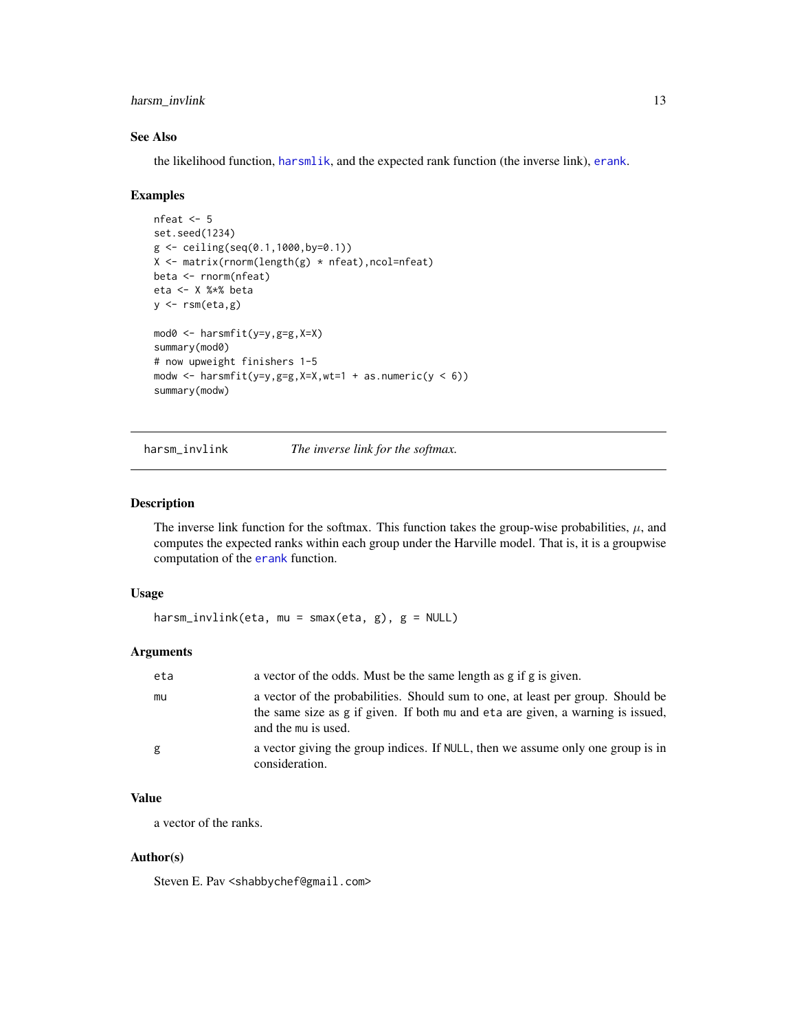## See Also

the likelihood function, harsmlik, and the expected rank function (the inverse link), erank.

## Examples

```
nfeat <- 5
set.seed(1234)
g <- ceiling(seq(0.1,1000,by=0.1))
X <- matrix(rnorm(length(g) * nfeat),ncol=nfeat)
beta <- rnorm(nfeat)
eta <- X %*% beta
y <- rsm(eta,g)

mod0 <- harsmfit(y=y,g=g,X=X)
summary(mod0)
# now upweight finishers 1-5
modw <- harsmfit(y=y,g=g,X=X,wt=1 + as.numeric(y < 6))
summary(modw)
```

---

# harsm_invlink    *The inverse link for the softmax.*

## Description

The inverse link function for the softmax. This function takes the group-wise probabilities, $\mu$, and computes the expected ranks within each group under the Harville model. That is, it is a groupwise computation of the erank function.

## Usage

```
harsm_invlink(eta, mu = smax(eta, g), g = NULL)
```

## Arguments

| | |
|---|---|
| eta | a vector of the odds. Must be the same length as g if g is given. |
| mu | a vector of the probabilities. Should sum to one, at least per group. Should be the same size as g if given. If both mu and eta are given, a warning is issued, and the mu is used. |
| g | a vector giving the group indices. If NULL, then we assume only one group is in consideration. |

## Value

a vector of the ranks.

## Author(s)

Steven E. Pav <shabbychef@gmail.com>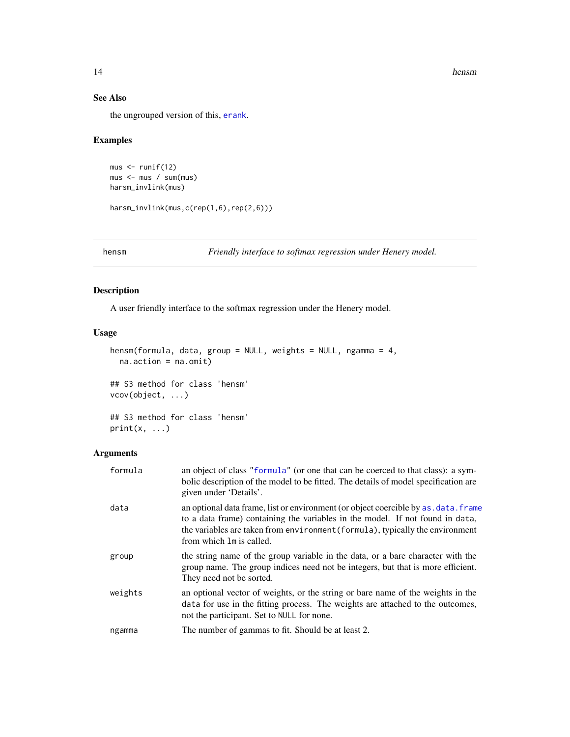## See Also

the ungrouped version of this, erank.

## Examples

```
mus <- runif(12)
mus <- mus / sum(mus)
harsm_invlink(mus)

harsm_invlink(mus,c(rep(1,6),rep(2,6)))
```

---

# hensm — *Friendly interface to softmax regression under Henery model.*

---

## Description

A user friendly interface to the softmax regression under the Henery model.

## Usage

```
hensm(formula, data, group = NULL, weights = NULL, ngamma = 4,
  na.action = na.omit)

## S3 method for class 'hensm'
vcov(object, ...)

## S3 method for class 'hensm'
print(x, ...)
```

## Arguments

| | |
|---|---|
| `formula` | an object of class "formula" (or one that can be coerced to that class): a symbolic description of the model to be fitted. The details of model specification are given under 'Details'. |
| `data` | an optional data frame, list or environment (or object coercible by as.data.frame to a data frame) containing the variables in the model. If not found in data, the variables are taken from `environment(formula)`, typically the environment from which `lm` is called. |
| `group` | the string name of the group variable in the data, or a bare character with the group name. The group indices need not be integers, but that is more efficient. They need not be sorted. |
| `weights` | an optional vector of weights, or the string or bare name of the weights in the `data` for use in the fitting process. The weights are attached to the outcomes, not the participant. Set to `NULL` for none. |
| `ngamma` | The number of gammas to fit. Should be at least 2. |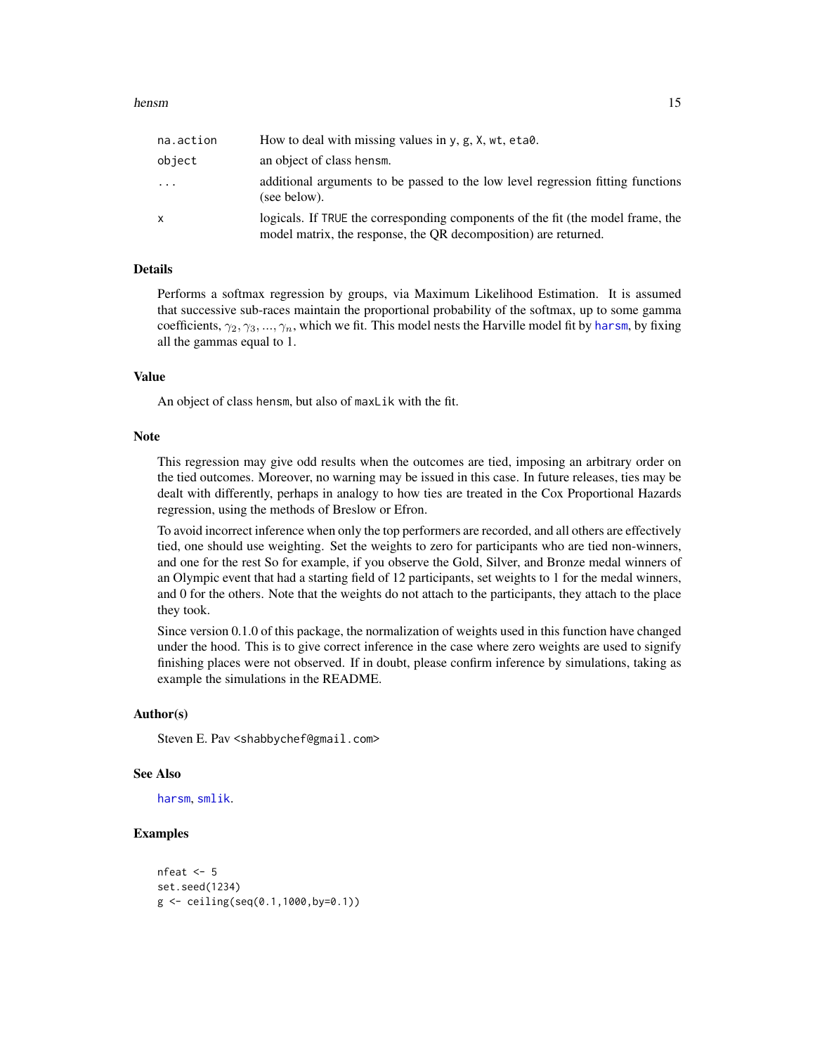| | |
|---|---|
| na.action | How to deal with missing values in y, g, X, wt, eta0. |
| object | an object of class hensm. |
| ... | additional arguments to be passed to the low level regression fitting functions (see below). |
| x | logicals. If TRUE the corresponding components of the fit (the model frame, the model matrix, the response, the QR decomposition) are returned. |

## Details

Performs a softmax regression by groups, via Maximum Likelihood Estimation. It is assumed that successive sub-races maintain the proportional probability of the softmax, up to some gamma coefficients, $\gamma_2, \gamma_3, ..., \gamma_n$, which we fit. This model nests the Harville model fit by harsm, by fixing all the gammas equal to 1.

## Value

An object of class hensm, but also of maxLik with the fit.

## Note

This regression may give odd results when the outcomes are tied, imposing an arbitrary order on the tied outcomes. Moreover, no warning may be issued in this case. In future releases, ties may be dealt with differently, perhaps in analogy to how ties are treated in the Cox Proportional Hazards regression, using the methods of Breslow or Efron.

To avoid incorrect inference when only the top performers are recorded, and all others are effectively tied, one should use weighting. Set the weights to zero for participants who are tied non-winners, and one for the rest So for example, if you observe the Gold, Silver, and Bronze medal winners of an Olympic event that had a starting field of 12 participants, set weights to 1 for the medal winners, and 0 for the others. Note that the weights do not attach to the participants, they attach to the place they took.

Since version 0.1.0 of this package, the normalization of weights used in this function have changed under the hood. This is to give correct inference in the case where zero weights are used to signify finishing places were not observed. If in doubt, please confirm inference by simulations, taking as example the simulations in the README.

## Author(s)

Steven E. Pav <shabbychef@gmail.com>

## See Also

harsm, smlik.

## Examples

```
nfeat <- 5
set.seed(1234)
g <- ceiling(seq(0.1,1000,by=0.1))
```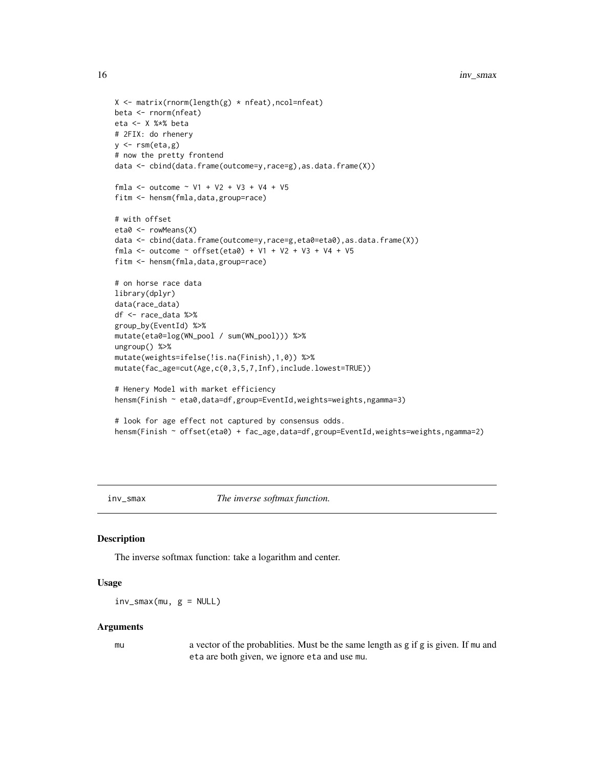```
X <- matrix(rnorm(length(g) * nfeat),ncol=nfeat)
beta <- rnorm(nfeat)
eta <- X %*% beta
# 2FIX: do rhenery
y <- rsm(eta,g)
# now the pretty frontend
data <- cbind(data.frame(outcome=y,race=g),as.data.frame(X))

fmla <- outcome ~ V1 + V2 + V3 + V4 + V5
fitm <- hensm(fmla,data,group=race)

# with offset
eta0 <- rowMeans(X)
data <- cbind(data.frame(outcome=y,race=g,eta0=eta0),as.data.frame(X))
fmla <- outcome ~ offset(eta0) + V1 + V2 + V3 + V4 + V5
fitm <- hensm(fmla,data,group=race)

# on horse race data
library(dplyr)
data(race_data)
df <- race_data %>%
group_by(EventId) %>%
mutate(eta0=log(WN_pool / sum(WN_pool))) %>%
ungroup() %>%
mutate(weights=ifelse(!is.na(Finish),1,0)) %>%
mutate(fac_age=cut(Age,c(0,3,5,7,Inf),include.lowest=TRUE))

# Henery Model with market efficiency
hensm(Finish ~ eta0,data=df,group=EventId,weights=weights,ngamma=3)

# look for age effect not captured by consensus odds.
hensm(Finish ~ offset(eta0) + fac_age,data=df,group=EventId,weights=weights,ngamma=2)
```

---

## inv_smax — *The inverse softmax function.*

### Description

The inverse softmax function: take a logarithm and center.

### Usage

```
inv_smax(mu, g = NULL)
```

### Arguments

mu — a vector of the probablities. Must be the same length as g if g is given. If mu and eta are both given, we ignore eta and use mu.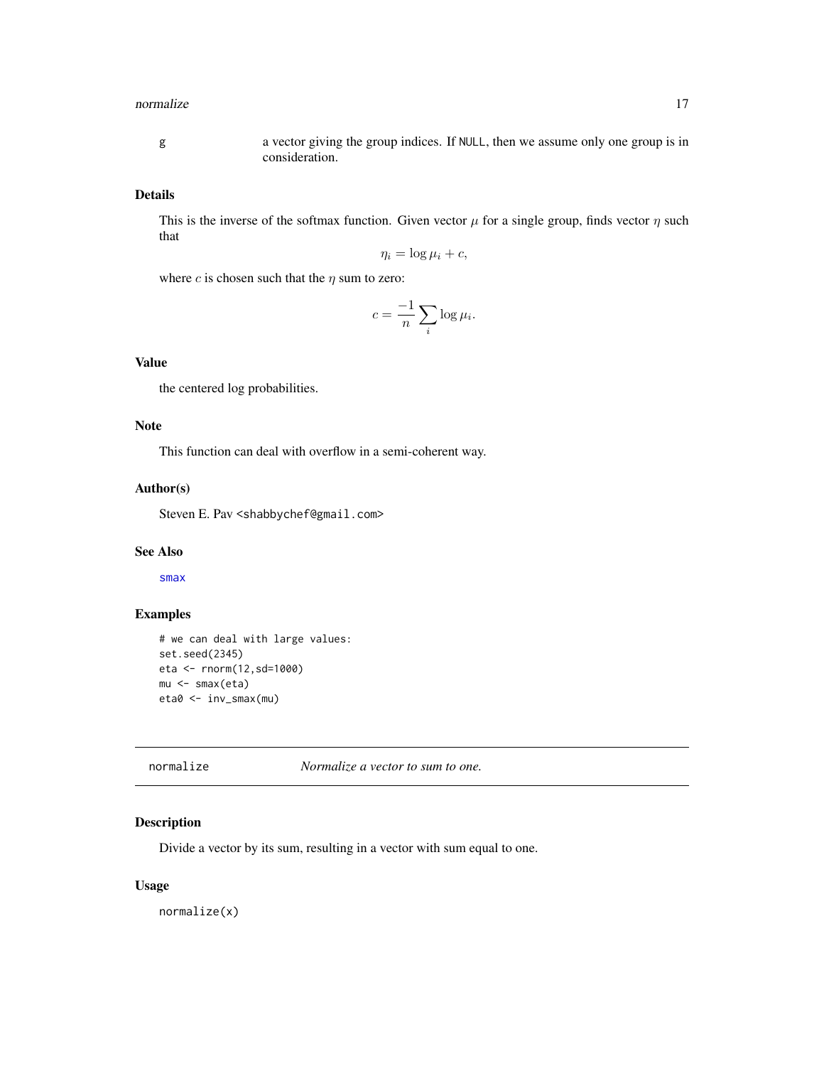g a vector giving the group indices. If NULL, then we assume only one group is in consideration.

### Details

This is the inverse of the softmax function. Given vector $\mu$ for a single group, finds vector $\eta$ such that

$$\eta_i = \log \mu_i + c,$$

where $c$ is chosen such that the $\eta$ sum to zero:

$$c = \frac{-1}{n} \sum_i \log \mu_i.$$

### Value

the centered log probabilities.

### Note

This function can deal with overflow in a semi-coherent way.

### Author(s)

Steven E. Pav <shabbychef@gmail.com>

### See Also

smax

### Examples

```
# we can deal with large values:
set.seed(2345)
eta <- rnorm(12,sd=1000)
mu <- smax(eta)
eta0 <- inv_smax(mu)
```

---

## normalize *Normalize a vector to sum to one.*

---

### Description

Divide a vector by its sum, resulting in a vector with sum equal to one.

### Usage

```
normalize(x)
```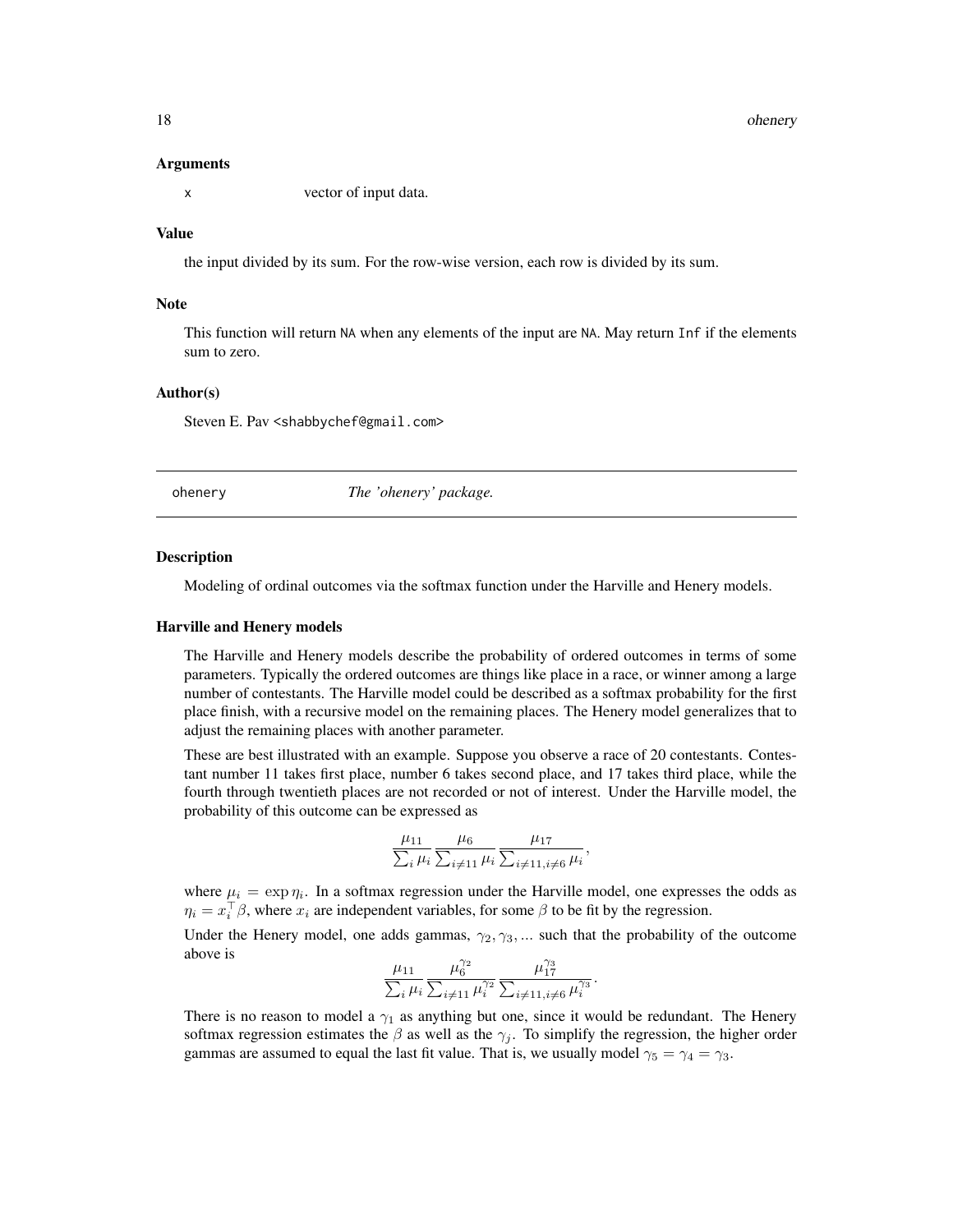### Arguments

x    vector of input data.

### Value

the input divided by its sum. For the row-wise version, each row is divided by its sum.

### Note

This function will return NA when any elements of the input are NA. May return Inf if the elements sum to zero.

### Author(s)

Steven E. Pav <shabbychef@gmail.com>

---

## ohenery    *The 'ohenery' package.*

---

### Description

Modeling of ordinal outcomes via the softmax function under the Harville and Henery models.

### Harville and Henery models

The Harville and Henery models describe the probability of ordered outcomes in terms of some parameters. Typically the ordered outcomes are things like place in a race, or winner among a large number of contestants. The Harville model could be described as a softmax probability for the first place finish, with a recursive model on the remaining places. The Henery model generalizes that to adjust the remaining places with another parameter.

These are best illustrated with an example. Suppose you observe a race of 20 contestants. Contestant number 11 takes first place, number 6 takes second place, and 17 takes third place, while the fourth through twentieth places are not recorded or not of interest. Under the Harville model, the probability of this outcome can be expressed as

$$\frac{\mu_{11}}{\sum_i \mu_i} \frac{\mu_6}{\sum_{i \neq 11} \mu_i} \frac{\mu_{17}}{\sum_{i \neq 11, i \neq 6} \mu_i},$$

where $\mu_i = \exp \eta_i$. In a softmax regression under the Harville model, one expresses the odds as $\eta_i = x_i^\top \beta$, where $x_i$ are independent variables, for some $\beta$ to be fit by the regression.

Under the Henery model, one adds gammas, $\gamma_2, \gamma_3, ...$ such that the probability of the outcome above is

$$\frac{\mu_{11}}{\sum_i \mu_i} \frac{\mu_6^{\gamma_2}}{\sum_{i \neq 11} \mu_i^{\gamma_2}} \frac{\mu_{17}^{\gamma_3}}{\sum_{i \neq 11, i \neq 6} \mu_i^{\gamma_3}}.$$

There is no reason to model a $\gamma_1$ as anything but one, since it would be redundant. The Henery softmax regression estimates the $\beta$ as well as the $\gamma_j$. To simplify the regression, the higher order gammas are assumed to equal the last fit value. That is, we usually model $\gamma_5 = \gamma_4 = \gamma_3$.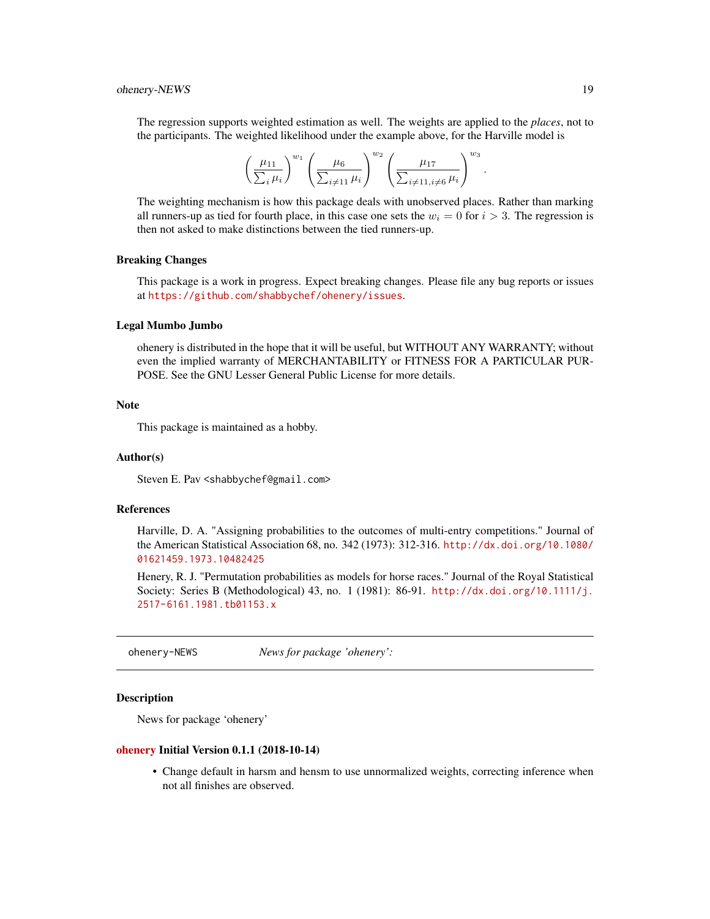The regression supports weighted estimation as well. The weights are applied to the *places*, not to the participants. The weighted likelihood under the example above, for the Harville model is

$$\left(\frac{\mu_{11}}{\sum_i \mu_i}\right)^{w_1} \left(\frac{\mu_6}{\sum_{i \neq 11} \mu_i}\right)^{w_2} \left(\frac{\mu_{17}}{\sum_{i \neq 11, i \neq 6} \mu_i}\right)^{w_3}.$$

The weighting mechanism is how this package deals with unobserved places. Rather than marking all runners-up as tied for fourth place, in this case one sets the $w_i = 0$ for $i > 3$. The regression is then not asked to make distinctions between the tied runners-up.

### Breaking Changes

This package is a work in progress. Expect breaking changes. Please file any bug reports or issues at https://github.com/shabbychef/ohenery/issues.

### Legal Mumbo Jumbo

ohenery is distributed in the hope that it will be useful, but WITHOUT ANY WARRANTY; without even the implied warranty of MERCHANTABILITY or FITNESS FOR A PARTICULAR PURPOSE. See the GNU Lesser General Public License for more details.

### Note

This package is maintained as a hobby.

### Author(s)

Steven E. Pav <shabbychef@gmail.com>

### References

Harville, D. A. "Assigning probabilities to the outcomes of multi-entry competitions." Journal of the American Statistical Association 68, no. 342 (1973): 312-316. http://dx.doi.org/10.1080/01621459.1973.10482425

Henery, R. J. "Permutation probabilities as models for horse races." Journal of the Royal Statistical Society: Series B (Methodological) 43, no. 1 (1981): 86-91. http://dx.doi.org/10.1111/j.2517-6161.1981.tb01153.x

---

## ohenery-NEWS — *News for package 'ohenery':*

### Description

News for package 'ohenery'

### ohenery Initial Version 0.1.1 (2018-10-14)

- Change default in harsm and hensm to use unnormalized weights, correcting inference when not all finishes are observed.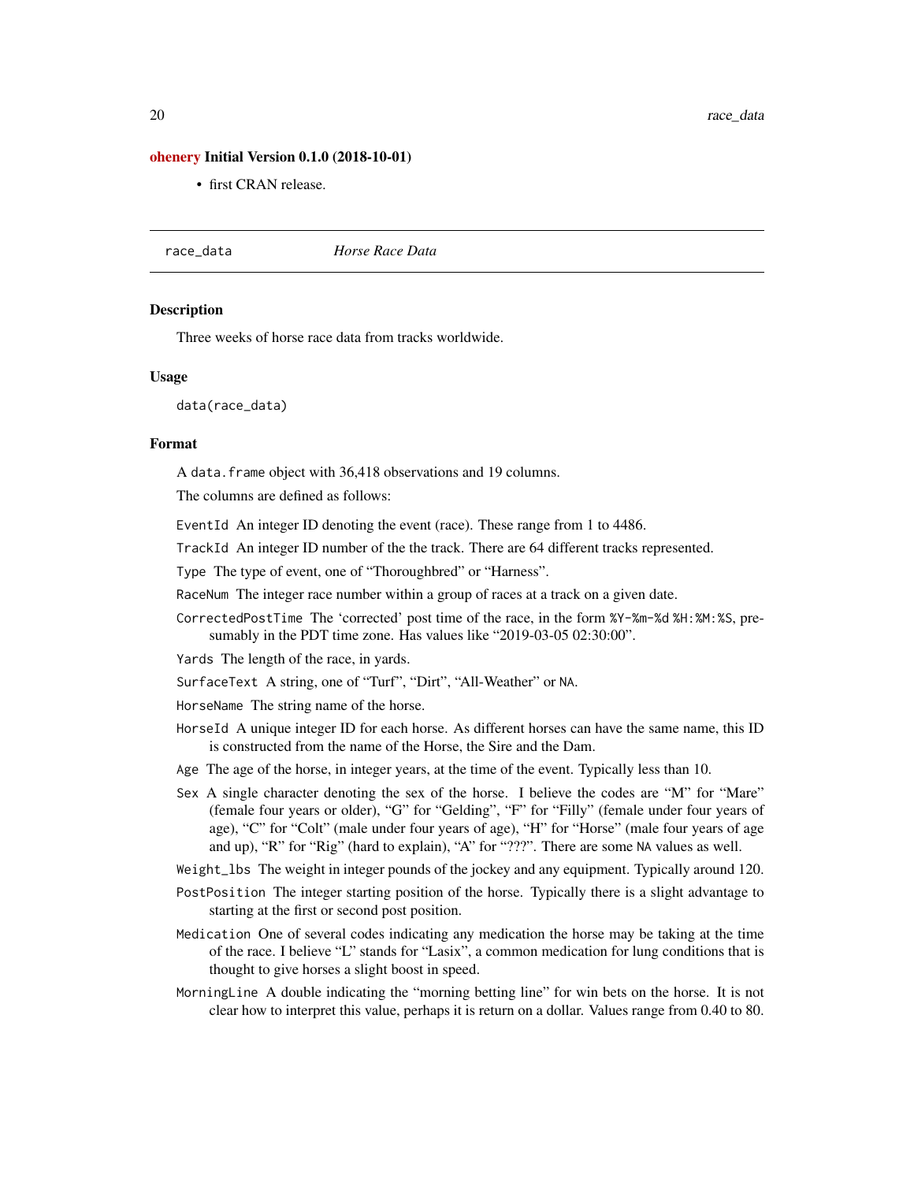**ohenery Initial Version 0.1.0 (2018-10-01)**

- first CRAN release.

---

`race_data` *Horse Race Data*

---

### Description

Three weeks of horse race data from tracks worldwide.

### Usage

```
data(race_data)
```

### Format

A `data.frame` object with 36,418 observations and 19 columns.

The columns are defined as follows:

`EventId` An integer ID denoting the event (race). These range from 1 to 4486.

`TrackId` An integer ID number of the the track. There are 64 different tracks represented.

`Type` The type of event, one of "Thoroughbred" or "Harness".

`RaceNum` The integer race number within a group of races at a track on a given date.

`CorrectedPostTime` The 'corrected' post time of the race, in the form `%Y-%m-%d %H:%M:%S`, presumably in the PDT time zone. Has values like "2019-03-05 02:30:00".

`Yards` The length of the race, in yards.

`SurfaceText` A string, one of "Turf", "Dirt", "All-Weather" or `NA`.

`HorseName` The string name of the horse.

`HorseId` A unique integer ID for each horse. As different horses can have the same name, this ID is constructed from the name of the Horse, the Sire and the Dam.

`Age` The age of the horse, in integer years, at the time of the event. Typically less than 10.

`Sex` A single character denoting the sex of the horse. I believe the codes are "M" for "Mare" (female four years or older), "G" for "Gelding", "F" for "Filly" (female under four years of age), "C" for "Colt" (male under four years of age), "H" for "Horse" (male four years of age and up), "R" for "Rig" (hard to explain), "A" for "???". There are some `NA` values as well.

`Weight_lbs` The weight in integer pounds of the jockey and any equipment. Typically around 120.

`PostPosition` The integer starting position of the horse. Typically there is a slight advantage to starting at the first or second post position.

`Medication` One of several codes indicating any medication the horse may be taking at the time of the race. I believe "L" stands for "Lasix", a common medication for lung conditions that is thought to give horses a slight boost in speed.

`MorningLine` A double indicating the "morning betting line" for win bets on the horse. It is not clear how to interpret this value, perhaps it is return on a dollar. Values range from 0.40 to 80.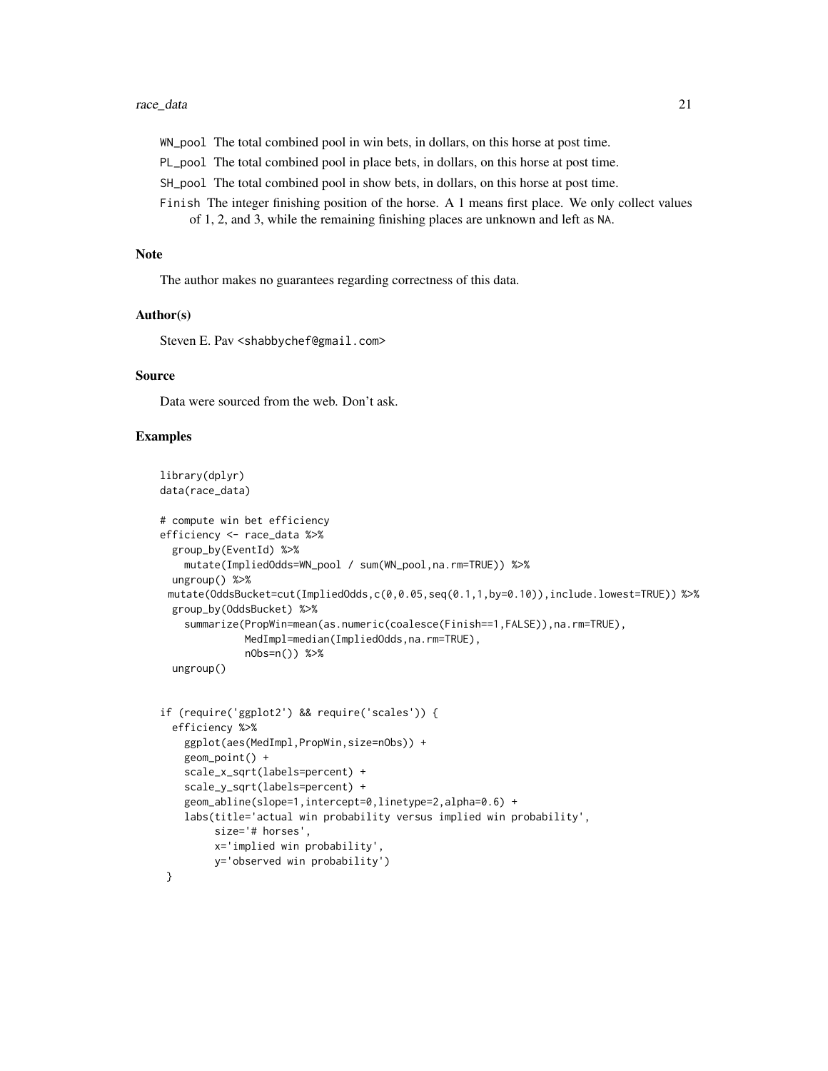WN_pool The total combined pool in win bets, in dollars, on this horse at post time.

PL_pool The total combined pool in place bets, in dollars, on this horse at post time.

SH_pool The total combined pool in show bets, in dollars, on this horse at post time.

Finish The integer finishing position of the horse. A 1 means first place. We only collect values of 1, 2, and 3, while the remaining finishing places are unknown and left as NA.

### Note

The author makes no guarantees regarding correctness of this data.

### Author(s)

Steven E. Pav <shabbychef@gmail.com>

### Source

Data were sourced from the web. Don't ask.

### Examples

```
library(dplyr)
data(race_data)

# compute win bet efficiency
efficiency <- race_data %>%
  group_by(EventId) %>%
    mutate(ImpliedOdds=WN_pool / sum(WN_pool,na.rm=TRUE)) %>%
  ungroup() %>%
 mutate(OddsBucket=cut(ImpliedOdds,c(0,0.05,seq(0.1,1,by=0.10)),include.lowest=TRUE)) %>%
  group_by(OddsBucket) %>%
    summarize(PropWin=mean(as.numeric(coalesce(Finish==1,FALSE)),na.rm=TRUE),
              MedImpl=median(ImpliedOdds,na.rm=TRUE),
              nObs=n()) %>%
  ungroup()


if (require('ggplot2') && require('scales')) {
  efficiency %>%
    ggplot(aes(MedImpl,PropWin,size=nObs)) +
    geom_point() +
    scale_x_sqrt(labels=percent) +
    scale_y_sqrt(labels=percent) +
    geom_abline(slope=1,intercept=0,linetype=2,alpha=0.6) +
    labs(title='actual win probability versus implied win probability',
         size='# horses',
         x='implied win probability',
         y='observed win probability')
 }
```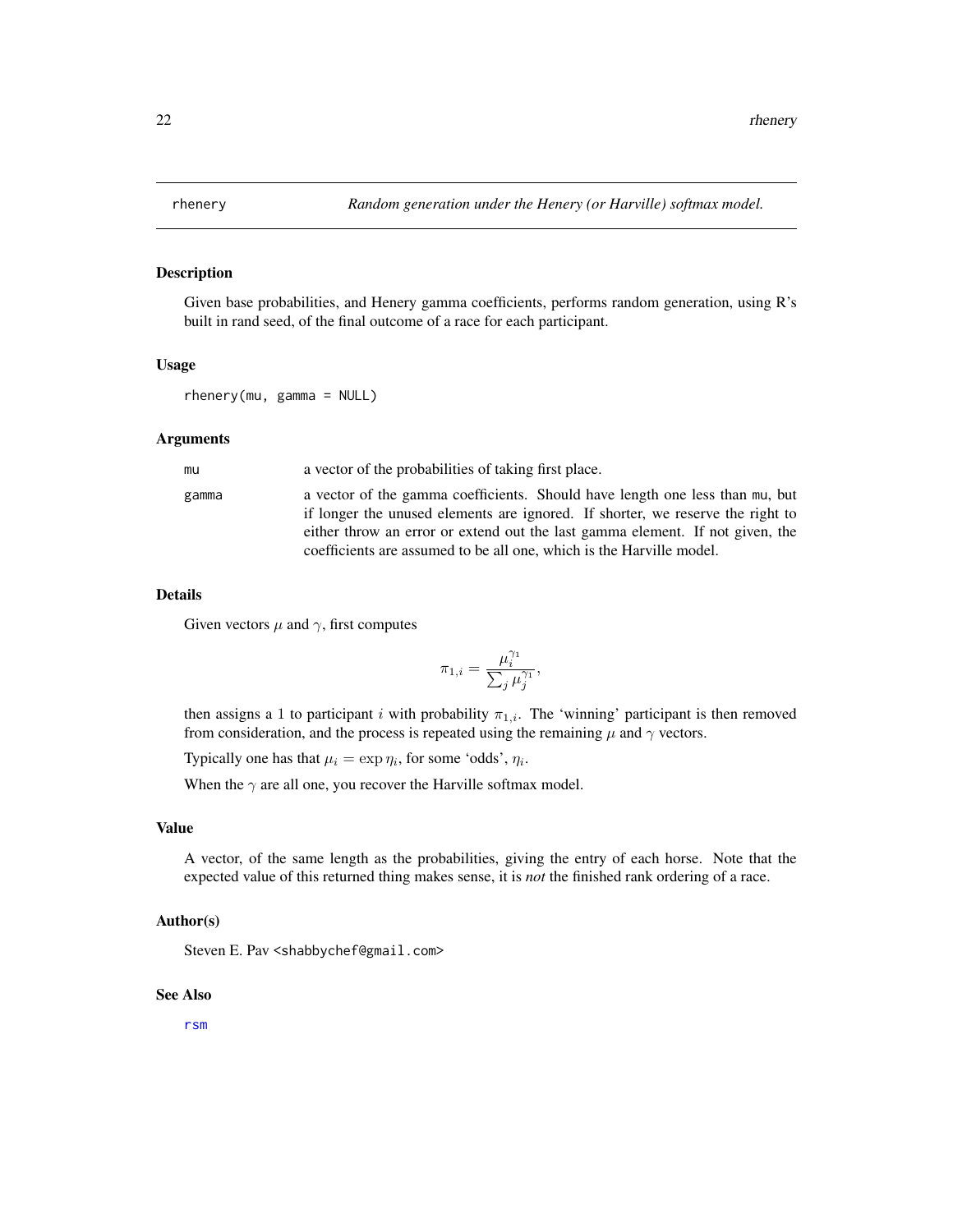## rhenery — *Random generation under the Henery (or Harville) softmax model.*

### Description

Given base probabilities, and Henery gamma coefficients, performs random generation, using R's built in rand seed, of the final outcome of a race for each participant.

### Usage

```
rhenery(mu, gamma = NULL)
```

### Arguments

| | |
|---|---|
| `mu` | a vector of the probabilities of taking first place. |
| `gamma` | a vector of the gamma coefficients. Should have length one less than mu, but if longer the unused elements are ignored. If shorter, we reserve the right to either throw an error or extend out the last gamma element. If not given, the coefficients are assumed to be all one, which is the Harville model. |

### Details

Given vectors $\mu$ and $\gamma$, first computes

$$\pi_{1,i} = \frac{\mu_i^{\gamma_1}}{\sum_j \mu_j^{\gamma_1}},$$

then assigns a 1 to participant $i$ with probability $\pi_{1,i}$. The 'winning' participant is then removed from consideration, and the process is repeated using the remaining $\mu$ and $\gamma$ vectors.

Typically one has that $\mu_i = \exp \eta_i$, for some 'odds', $\eta_i$.

When the $\gamma$ are all one, you recover the Harville softmax model.

### Value

A vector, of the same length as the probabilities, giving the entry of each horse. Note that the expected value of this returned thing makes sense, it is *not* the finished rank ordering of a race.

### Author(s)

Steven E. Pav <shabbychef@gmail.com>

### See Also

rsm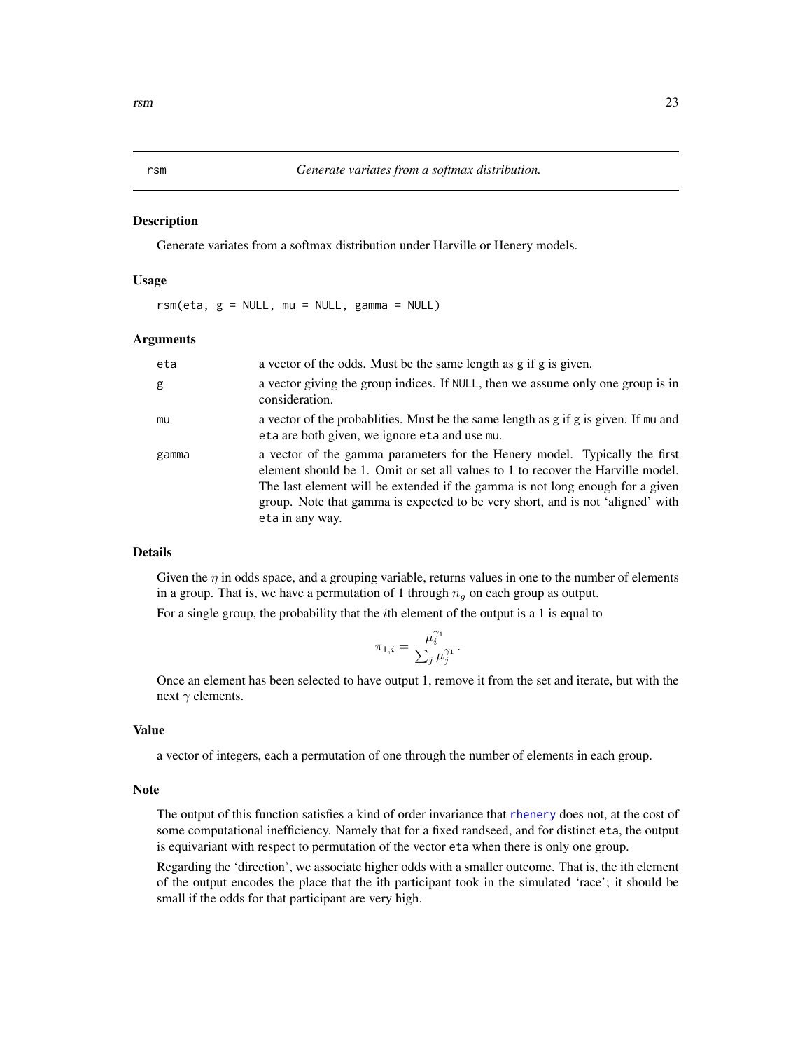## rsm — *Generate variates from a softmax distribution.*

### Description

Generate variates from a softmax distribution under Harville or Henery models.

### Usage

```
rsm(eta, g = NULL, mu = NULL, gamma = NULL)
```

### Arguments

| | |
|---|---|
| `eta` | a vector of the odds. Must be the same length as g if g is given. |
| `g` | a vector giving the group indices. If `NULL`, then we assume only one group is in consideration. |
| `mu` | a vector of the probablities. Must be the same length as g if g is given. If `mu` and `eta` are both given, we ignore `eta` and use `mu`. |
| `gamma` | a vector of the gamma parameters for the Henery model. Typically the first element should be 1. Omit or set all values to 1 to recover the Harville model. The last element will be extended if the gamma is not long enough for a given group. Note that gamma is expected to be very short, and is not 'aligned' with `eta` in any way. |

### Details

Given the $\eta$ in odds space, and a grouping variable, returns values in one to the number of elements in a group. That is, we have a permutation of 1 through $n_g$ on each group as output.

For a single group, the probability that the $i$th element of the output is a 1 is equal to

$$\pi_{1,i} = \frac{\mu_i^{\gamma_1}}{\sum_j \mu_j^{\gamma_1}}.$$

Once an element has been selected to have output 1, remove it from the set and iterate, but with the next $\gamma$ elements.

### Value

a vector of integers, each a permutation of one through the number of elements in each group.

### Note

The output of this function satisfies a kind of order invariance that `rhenery` does not, at the cost of some computational inefficiency. Namely that for a fixed randseed, and for distinct `eta`, the output is equivariant with respect to permutation of the vector `eta` when there is only one group.

Regarding the 'direction', we associate higher odds with a smaller outcome. That is, the ith element of the output encodes the place that the ith participant took in the simulated 'race'; it should be small if the odds for that participant are very high.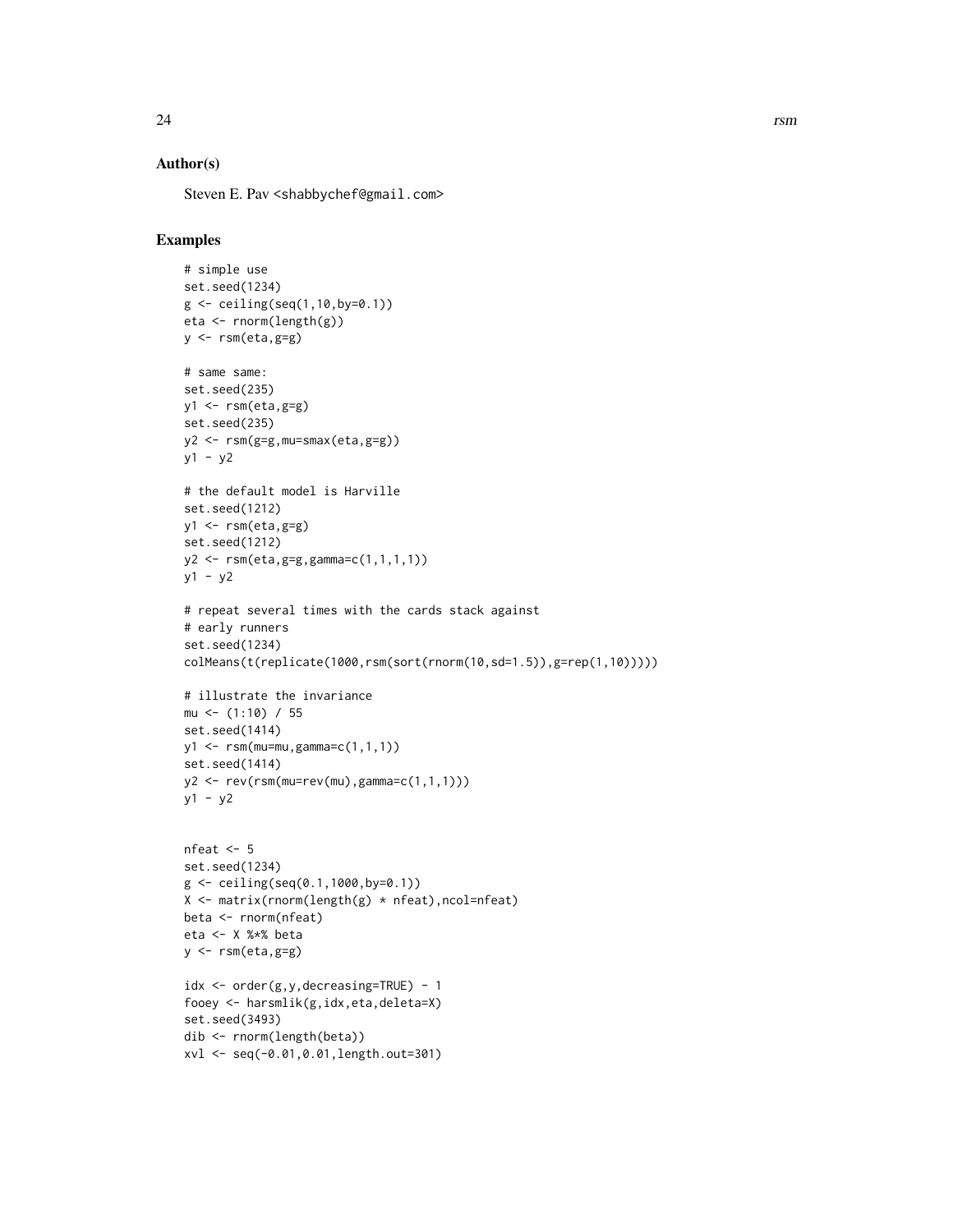## Author(s)

Steven E. Pav <shabbychef@gmail.com>

## Examples

```
# simple use
set.seed(1234)
g <- ceiling(seq(1,10,by=0.1))
eta <- rnorm(length(g))
y <- rsm(eta,g=g)

# same same:
set.seed(235)
y1 <- rsm(eta,g=g)
set.seed(235)
y2 <- rsm(g=g,mu=smax(eta,g=g))
y1 - y2

# the default model is Harville
set.seed(1212)
y1 <- rsm(eta,g=g)
set.seed(1212)
y2 <- rsm(eta,g=g,gamma=c(1,1,1,1))
y1 - y2

# repeat several times with the cards stack against
# early runners
set.seed(1234)
colMeans(t(replicate(1000,rsm(sort(rnorm(10,sd=1.5)),g=rep(1,10)))))

# illustrate the invariance
mu <- (1:10) / 55
set.seed(1414)
y1 <- rsm(mu=mu,gamma=c(1,1,1))
set.seed(1414)
y2 <- rev(rsm(mu=rev(mu),gamma=c(1,1,1)))
y1 - y2


nfeat <- 5
set.seed(1234)
g <- ceiling(seq(0.1,1000,by=0.1))
X <- matrix(rnorm(length(g) * nfeat),ncol=nfeat)
beta <- rnorm(nfeat)
eta <- X %*% beta
y <- rsm(eta,g=g)

idx <- order(g,y,decreasing=TRUE) - 1
fooey <- harsmlik(g,idx,eta,deleta=X)
set.seed(3493)
dib <- rnorm(length(beta))
xvl <- seq(-0.01,0.01,length.out=301)
```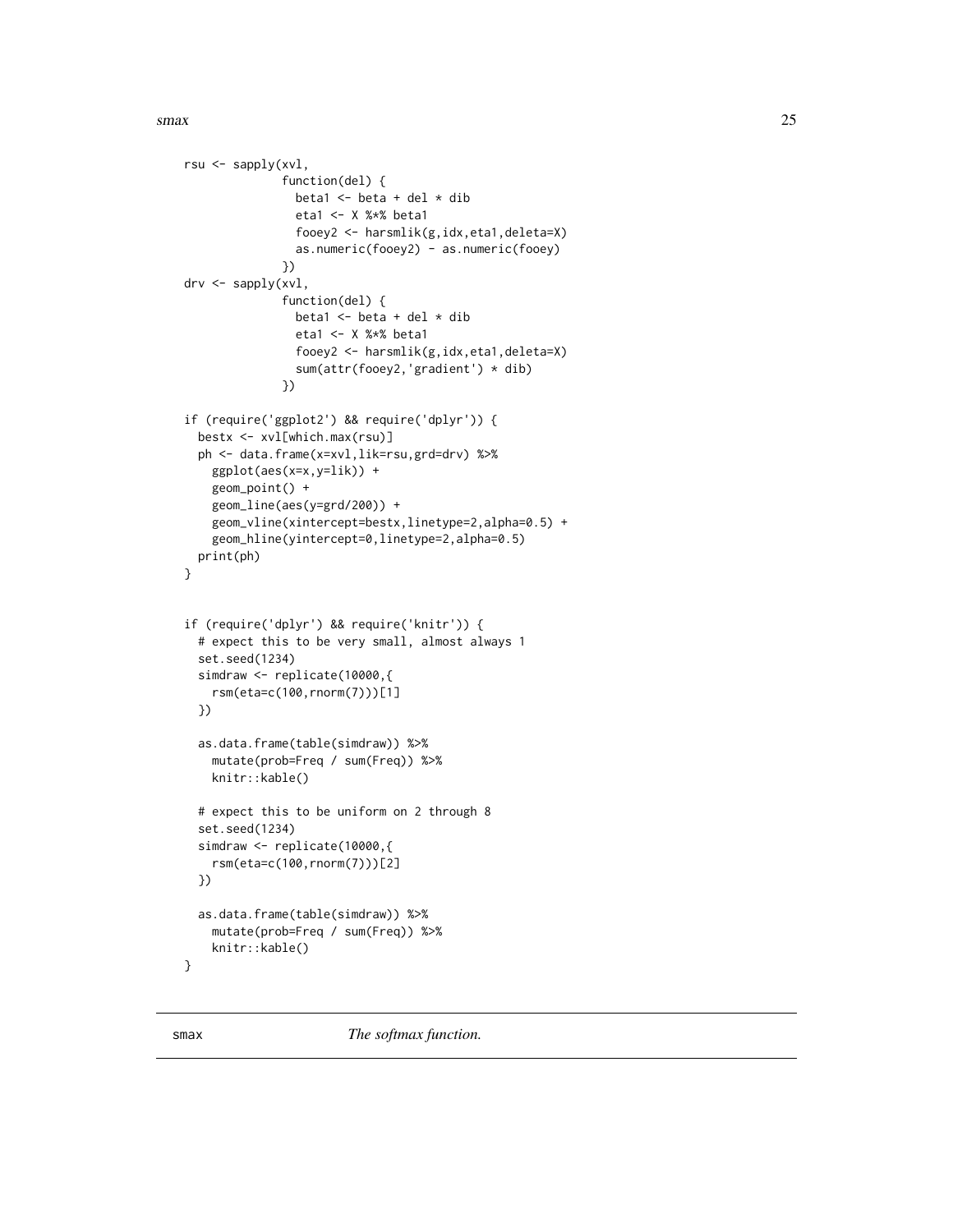```
rsu <- sapply(xvl,
              function(del) {
                beta1 <- beta + del * dib
                eta1 <- X %*% beta1
                fooey2 <- harsmlik(g,idx,eta1,deleta=X)
                as.numeric(fooey2) - as.numeric(fooey)
              })
drv <- sapply(xvl,
              function(del) {
                beta1 <- beta + del * dib
                eta1 <- X %*% beta1
                fooey2 <- harsmlik(g,idx,eta1,deleta=X)
                sum(attr(fooey2,'gradient') * dib)
              })

if (require('ggplot2') && require('dplyr')) {
  bestx <- xvl[which.max(rsu)]
  ph <- data.frame(x=xvl,lik=rsu,grd=drv) %>%
    ggplot(aes(x=x,y=lik)) +
    geom_point() +
    geom_line(aes(y=grd/200)) +
    geom_vline(xintercept=bestx,linetype=2,alpha=0.5) +
    geom_hline(yintercept=0,linetype=2,alpha=0.5)
  print(ph)
}


if (require('dplyr') && require('knitr')) {
  # expect this to be very small, almost always 1
  set.seed(1234)
  simdraw <- replicate(10000,{
    rsm(eta=c(100,rnorm(7)))[1]
  })

  as.data.frame(table(simdraw)) %>%
    mutate(prob=Freq / sum(Freq)) %>%
    knitr::kable()

  # expect this to be uniform on 2 through 8
  set.seed(1234)
  simdraw <- replicate(10000,{
    rsm(eta=c(100,rnorm(7)))[2]
  })

  as.data.frame(table(simdraw)) %>%
    mutate(prob=Freq / sum(Freq)) %>%
    knitr::kable()
}
```

## smax    *The softmax function.*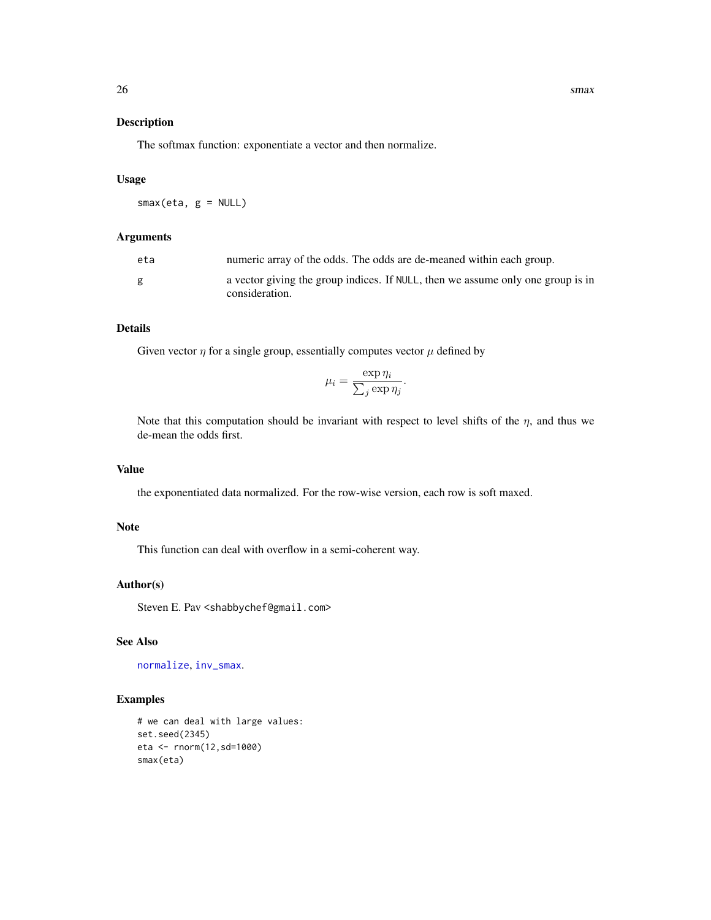## Description

The softmax function: exponentiate a vector and then normalize.

## Usage

```
smax(eta, g = NULL)
```

## Arguments

| | |
|---|---|
| eta | numeric array of the odds. The odds are de-meaned within each group. |
| g | a vector giving the group indices. If NULL, then we assume only one group is in consideration. |

## Details

Given vector $\eta$ for a single group, essentially computes vector $\mu$ defined by

$$\mu_i = \frac{\exp \eta_i}{\sum_j \exp \eta_j}.$$

Note that this computation should be invariant with respect to level shifts of the $\eta$, and thus we de-mean the odds first.

## Value

the exponentiated data normalized. For the row-wise version, each row is soft maxed.

## Note

This function can deal with overflow in a semi-coherent way.

## Author(s)

Steven E. Pav <shabbychef@gmail.com>

## See Also

normalize, inv_smax.

## Examples

```
# we can deal with large values:
set.seed(2345)
eta <- rnorm(12,sd=1000)
smax(eta)
```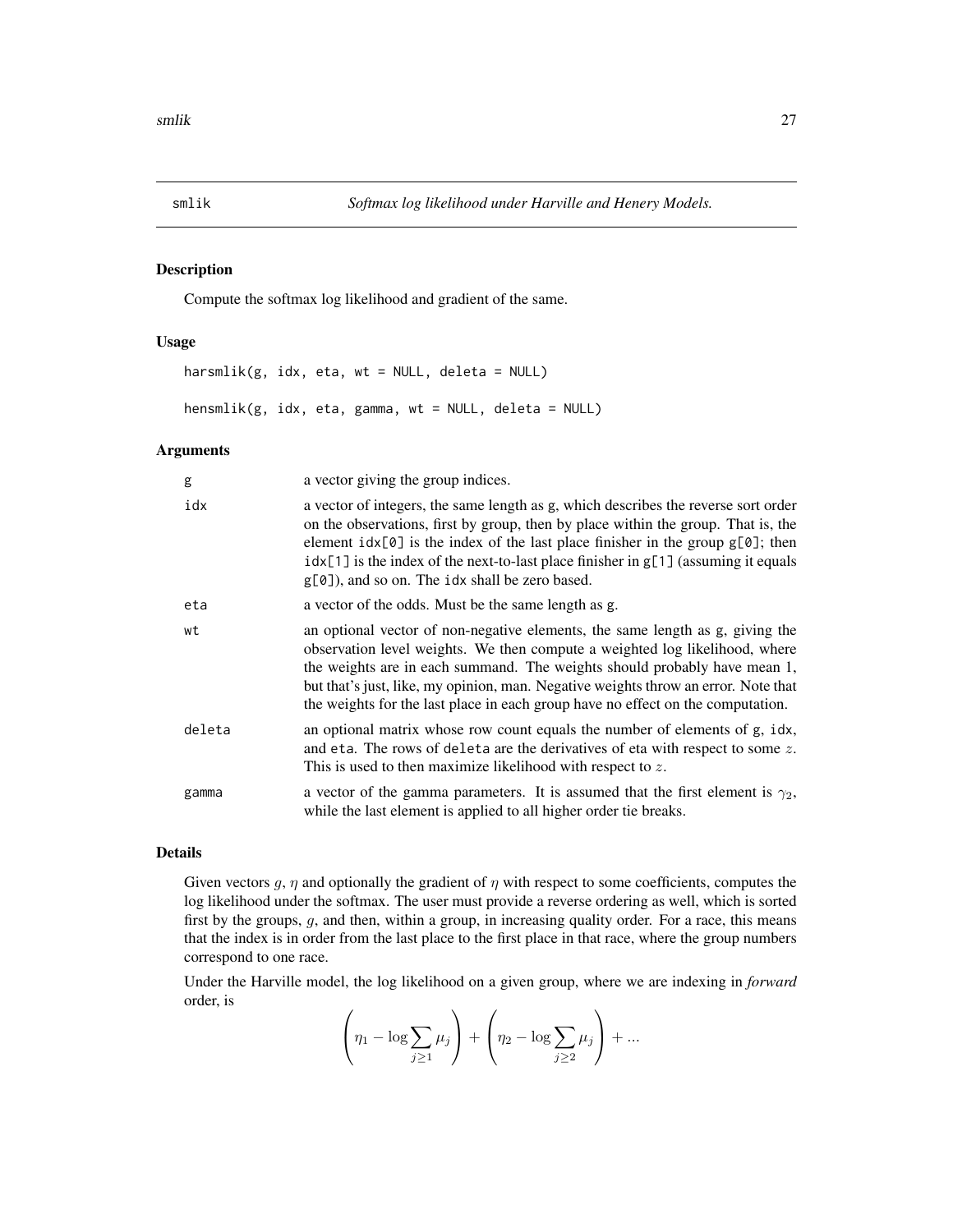# smlik — *Softmax log likelihood under Harville and Henery Models.*

## Description

Compute the softmax log likelihood and gradient of the same.

## Usage

```
harsmlik(g, idx, eta, wt = NULL, deleta = NULL)

hensmlik(g, idx, eta, gamma, wt = NULL, deleta = NULL)
```

## Arguments

| | |
|---|---|
| `g` | a vector giving the group indices. |
| `idx` | a vector of integers, the same length as g, which describes the reverse sort order on the observations, first by group, then by place within the group. That is, the element `idx[0]` is the index of the last place finisher in the group `g[0]`; then `idx[1]` is the index of the next-to-last place finisher in `g[1]` (assuming it equals `g[0]`), and so on. The `idx` shall be zero based. |
| `eta` | a vector of the odds. Must be the same length as g. |
| `wt` | an optional vector of non-negative elements, the same length as g, giving the observation level weights. We then compute a weighted log likelihood, where the weights are in each summand. The weights should probably have mean 1, but that's just, like, my opinion, man. Negative weights throw an error. Note that the weights for the last place in each group have no effect on the computation. |
| `deleta` | an optional matrix whose row count equals the number of elements of g, idx, and eta. The rows of `deleta` are the derivatives of eta with respect to some $z$. This is used to then maximize likelihood with respect to $z$. |
| `gamma` | a vector of the gamma parameters. It is assumed that the first element is $\gamma_2$, while the last element is applied to all higher order tie breaks. |

## Details

Given vectors $g$, $\eta$ and optionally the gradient of $\eta$ with respect to some coefficients, computes the log likelihood under the softmax. The user must provide a reverse ordering as well, which is sorted first by the groups, $g$, and then, within a group, in increasing quality order. For a race, this means that the index is in order from the last place to the first place in that race, where the group numbers correspond to one race.

Under the Harville model, the log likelihood on a given group, where we are indexing in *forward* order, is

$$\left(\eta_1 - \log \sum_{j \ge 1} \mu_j\right) + \left(\eta_2 - \log \sum_{j \ge 2} \mu_j\right) + ...$$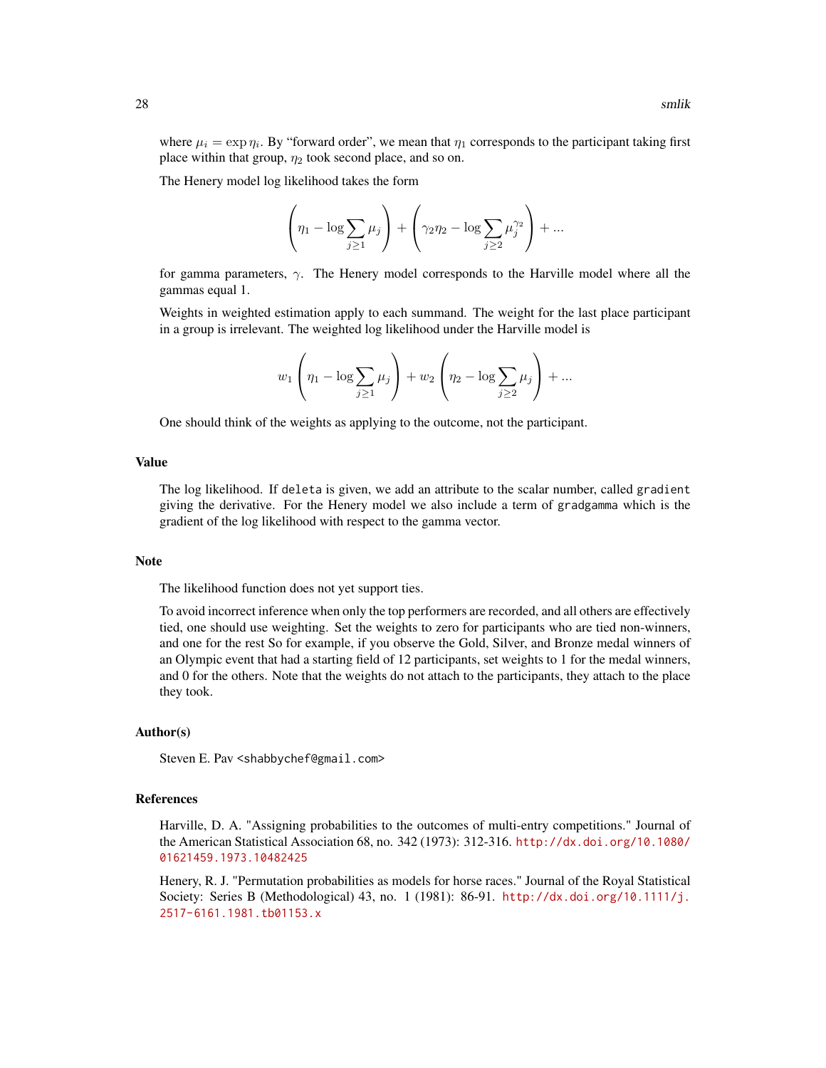where $\mu_i = \exp \eta_i$. By "forward order", we mean that $\eta_1$ corresponds to the participant taking first place within that group, $\eta_2$ took second place, and so on.

The Henery model log likelihood takes the form

$$\left(\eta_1 - \log \sum_{j \geq 1} \mu_j\right) + \left(\gamma_2 \eta_2 - \log \sum_{j \geq 2} \mu_j^{\gamma_2}\right) + \ldots$$

for gamma parameters, $\gamma$. The Henery model corresponds to the Harville model where all the gammas equal 1.

Weights in weighted estimation apply to each summand. The weight for the last place participant in a group is irrelevant. The weighted log likelihood under the Harville model is

$$w_1 \left(\eta_1 - \log \sum_{j \geq 1} \mu_j\right) + w_2 \left(\eta_2 - \log \sum_{j \geq 2} \mu_j\right) + \ldots$$

One should think of the weights as applying to the outcome, not the participant.

## Value

The log likelihood. If `deleta` is given, we add an attribute to the scalar number, called `gradient` giving the derivative. For the Henery model we also include a term of `gradgamma` which is the gradient of the log likelihood with respect to the gamma vector.

## Note

The likelihood function does not yet support ties.

To avoid incorrect inference when only the top performers are recorded, and all others are effectively tied, one should use weighting. Set the weights to zero for participants who are tied non-winners, and one for the rest So for example, if you observe the Gold, Silver, and Bronze medal winners of an Olympic event that had a starting field of 12 participants, set weights to 1 for the medal winners, and 0 for the others. Note that the weights do not attach to the participants, they attach to the place they took.

## Author(s)

Steven E. Pav <shabbychef@gmail.com>

## References

Harville, D. A. "Assigning probabilities to the outcomes of multi-entry competitions." Journal of the American Statistical Association 68, no. 342 (1973): 312-316. http://dx.doi.org/10.1080/01621459.1973.10482425

Henery, R. J. "Permutation probabilities as models for horse races." Journal of the Royal Statistical Society: Series B (Methodological) 43, no. 1 (1981): 86-91. http://dx.doi.org/10.1111/j.2517-6161.1981.tb01153.x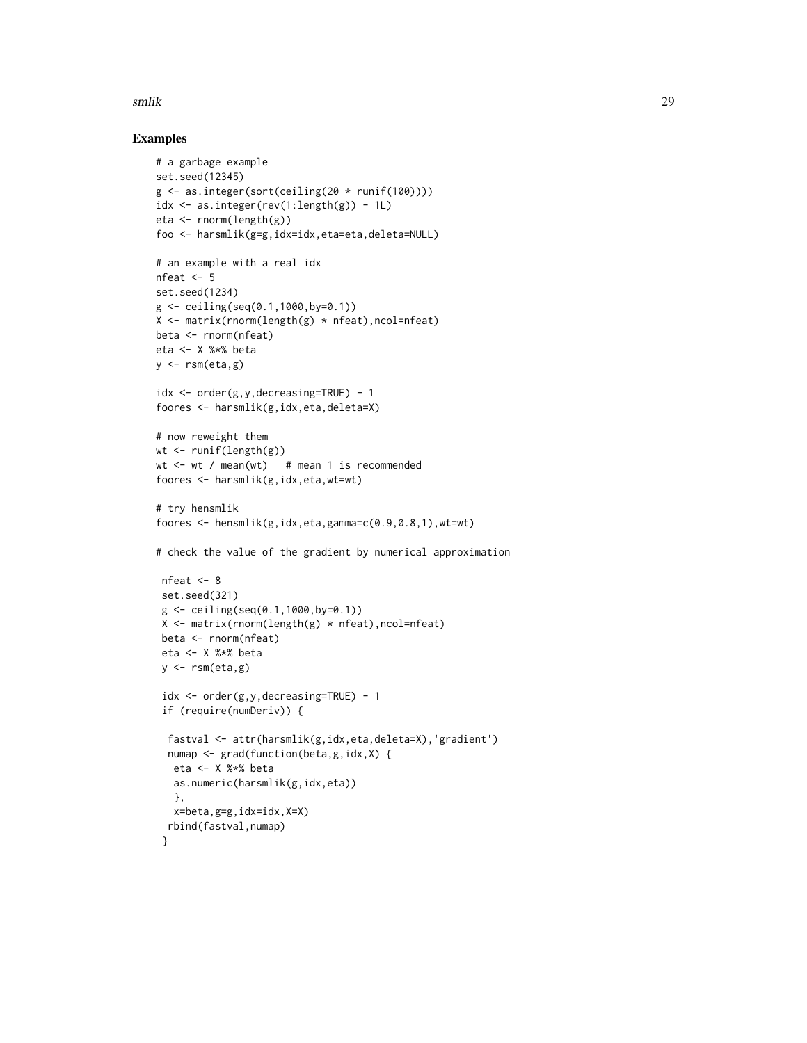## Examples

```
# a garbage example
set.seed(12345)
g <- as.integer(sort(ceiling(20 * runif(100))))
idx <- as.integer(rev(1:length(g)) - 1L)
eta <- rnorm(length(g))
foo <- harsmlik(g=g,idx=idx,eta=eta,deleta=NULL)

# an example with a real idx
nfeat <- 5
set.seed(1234)
g <- ceiling(seq(0.1,1000,by=0.1))
X <- matrix(rnorm(length(g) * nfeat),ncol=nfeat)
beta <- rnorm(nfeat)
eta <- X %*% beta
y <- rsm(eta,g)

idx <- order(g,y,decreasing=TRUE) - 1
foores <- harsmlik(g,idx,eta,deleta=X)

# now reweight them
wt <- runif(length(g))
wt <- wt / mean(wt)   # mean 1 is recommended
foores <- harsmlik(g,idx,eta,wt=wt)

# try hensmlik
foores <- hensmlik(g,idx,eta,gamma=c(0.9,0.8,1),wt=wt)

# check the value of the gradient by numerical approximation

 nfeat <- 8
 set.seed(321)
 g <- ceiling(seq(0.1,1000,by=0.1))
 X <- matrix(rnorm(length(g) * nfeat),ncol=nfeat)
 beta <- rnorm(nfeat)
 eta <- X %*% beta
 y <- rsm(eta,g)

 idx <- order(g,y,decreasing=TRUE) - 1
 if (require(numDeriv)) {

  fastval <- attr(harsmlik(g,idx,eta,deleta=X),'gradient')
  numap <- grad(function(beta,g,idx,X) {
   eta <- X %*% beta
   as.numeric(harsmlik(g,idx,eta))
   },
   x=beta,g=g,idx=idx,X=X)
  rbind(fastval,numap)
 }
```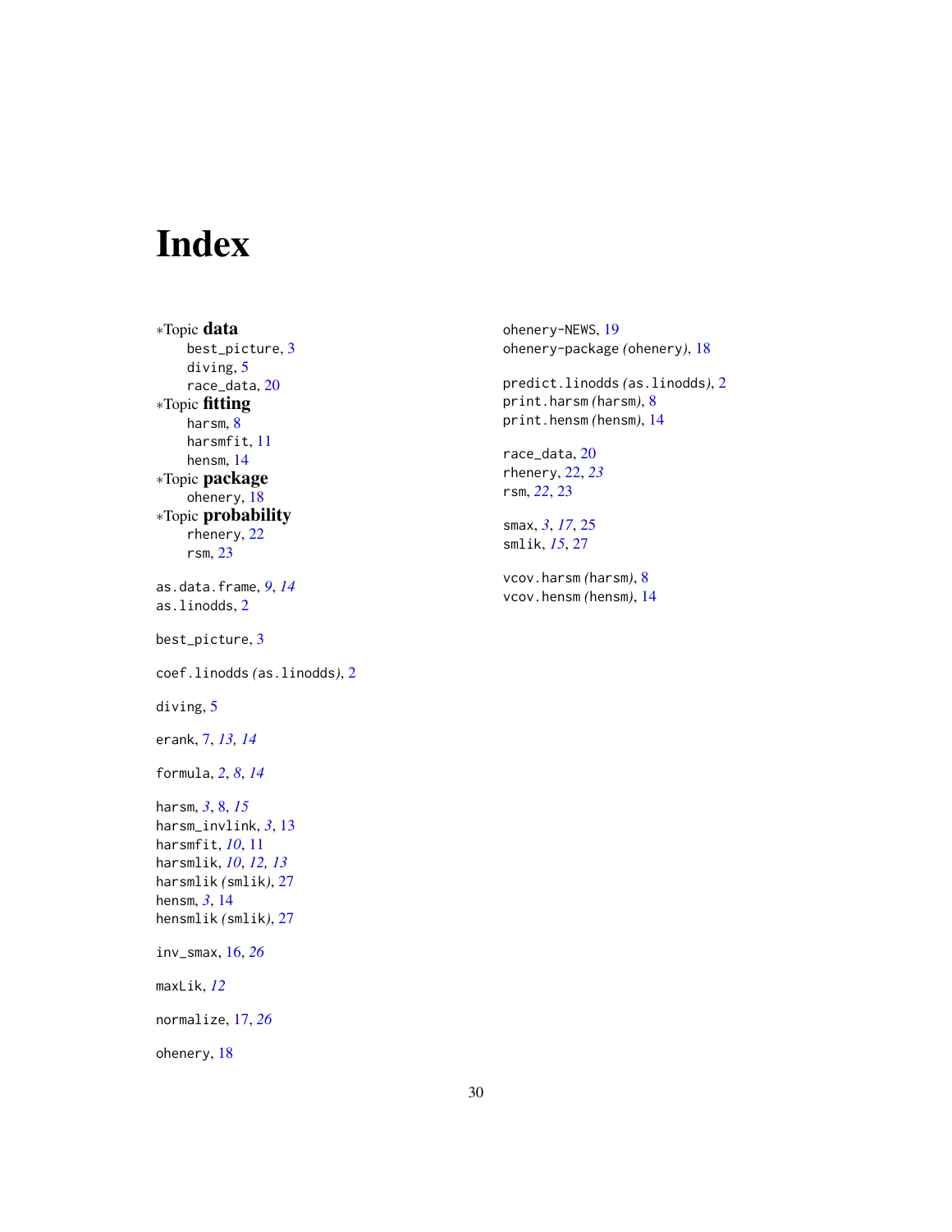# Index

∗Topic **data**
- best_picture, 3
- diving, 5
- race_data, 20

∗Topic **fitting**
- harsm, 8
- harsmfit, 11
- hensm, 14

∗Topic **package**
- ohenery, 18

∗Topic **probability**
- rhenery, 22
- rsm, 23

as.data.frame, *9*, *14*
as.linodds, 2

best_picture, 3

coef.linodds *(*as.linodds*)*, 2

diving, 5

erank, 7, *13, 14*

formula, *2*, *8*, *14*

harsm, *3*, 8, *15*
harsm_invlink, *3*, 13
harsmfit, *10*, 11
harsmlik, *10*, *12, 13*
harsmlik *(*smlik*)*, 27
hensm, *3*, 14
hensmlik *(*smlik*)*, 27

inv_smax, 16, *26*

maxLik, *12*

normalize, 17, *26*

ohenery, 18
ohenery-NEWS, 19
ohenery-package *(*ohenery*)*, 18

predict.linodds *(*as.linodds*)*, 2
print.harsm *(*harsm*)*, 8
print.hensm *(*hensm*)*, 14

race_data, 20
rhenery, 22, *23*
rsm, *22*, 23

smax, *3*, *17*, 25
smlik, *15*, 27

vcov.harsm *(*harsm*)*, 8
vcov.hensm *(*hensm*)*, 14